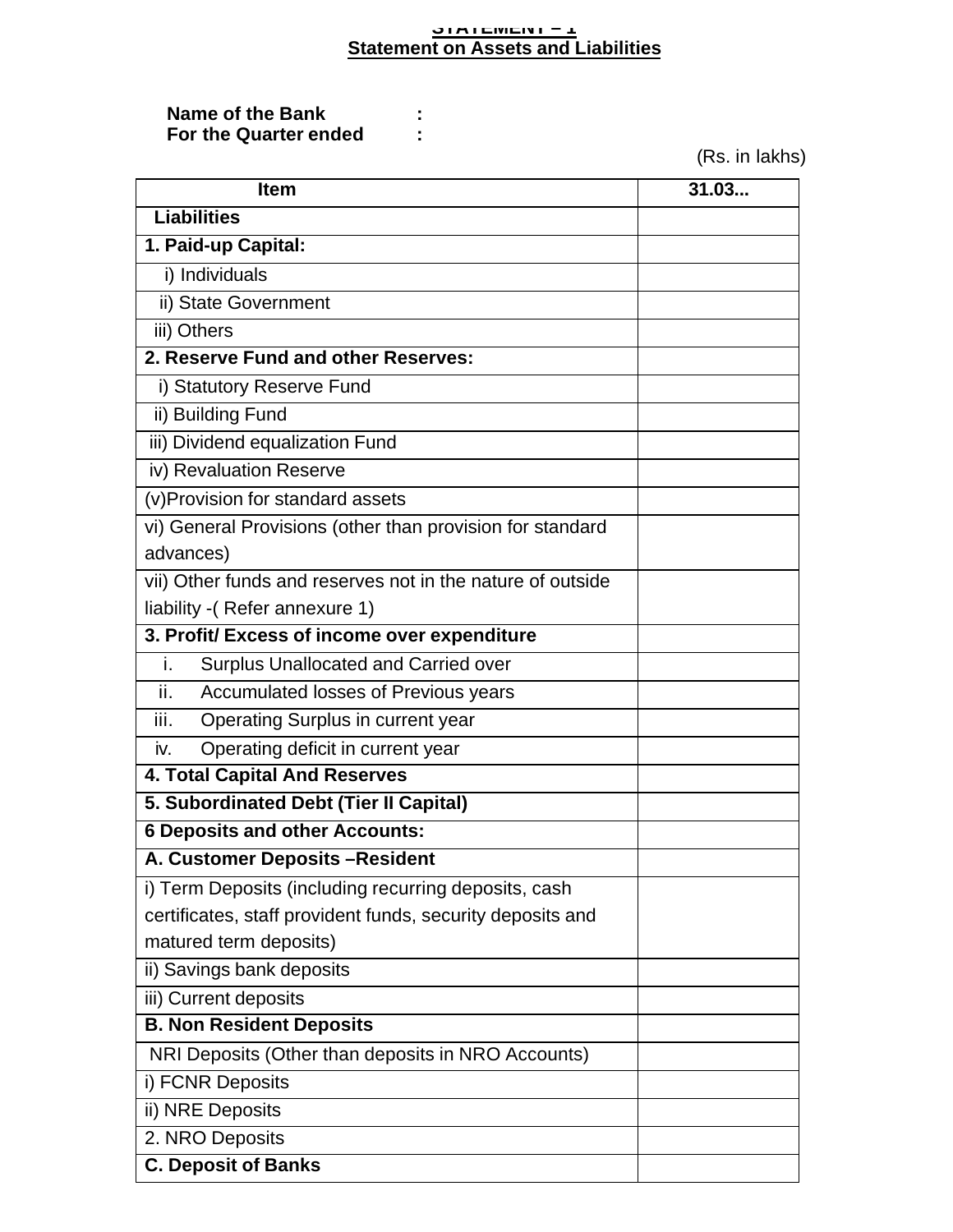## STATEMENT – 1

## Statement on Assets and Liabilities

**Name of the Bank :**

**For the Quarter ended :**

(Rs. in lakhs)

| Item | 31.03... |
|---|---|
| **Liabilities** | |
| **1. Paid-up Capital:** | |
| i) Individuals | |
| ii) State Government | |
| iii) Others | |
| **2. Reserve Fund and other Reserves:** | |
| i) Statutory Reserve Fund | |
| ii) Building Fund | |
| iii) Dividend equalization Fund | |
| iv) Revaluation Reserve | |
| (v)Provision for standard assets | |
| vi) General Provisions (other than provision for standard advances) | |
| vii) Other funds and reserves not in the nature of outside liability -( Refer annexure 1) | |
| **3. Profit/ Excess of income over expenditure** | |
| i. Surplus Unallocated and Carried over | |
| ii. Accumulated losses of Previous years | |
| iii. Operating Surplus in current year | |
| iv. Operating deficit in current year | |
| **4. Total Capital And Reserves** | |
| **5. Subordinated Debt (Tier II Capital)** | |
| **6 Deposits and other Accounts:** | |
| **A. Customer Deposits –Resident** | |
| i) Term Deposits (including recurring deposits, cash certificates, staff provident funds, security deposits and matured term deposits) | |
| ii) Savings bank deposits | |
| iii) Current deposits | |
| **B. Non Resident Deposits** | |
| NRI Deposits (Other than deposits in NRO Accounts) | |
| i) FCNR Deposits | |
| ii) NRE Deposits | |
| 2. NRO Deposits | |
| **C. Deposit of Banks** | |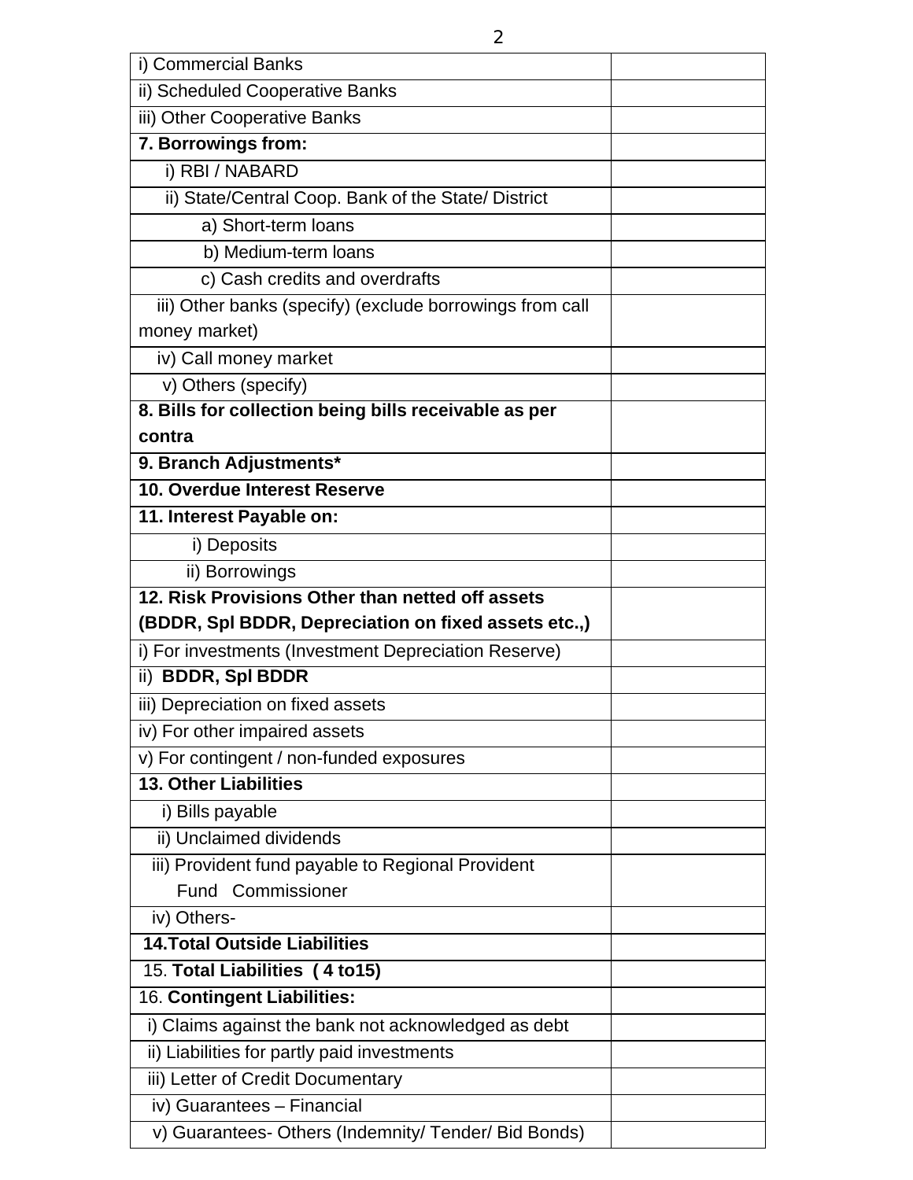| | |
|---|---|
| i) Commercial Banks | |
| ii) Scheduled Cooperative Banks | |
| iii) Other Cooperative Banks | |
| **7. Borrowings from:** | |
| i) RBI / NABARD | |
| ii) State/Central Coop. Bank of the State/ District | |
| a) Short-term loans | |
| b) Medium-term loans | |
| c) Cash credits and overdrafts | |
| iii) Other banks (specify) (exclude borrowings from call money market) | |
| iv) Call money market | |
| v) Others (specify) | |
| **8. Bills for collection being bills receivable as per contra** | |
| **9. Branch Adjustments*** | |
| **10. Overdue Interest Reserve** | |
| **11. Interest Payable on:** | |
| i) Deposits | |
| ii) Borrowings | |
| **12. Risk Provisions Other than netted off assets (BDDR, Spl BDDR, Depreciation on fixed assets etc.,)** | |
| i) For investments (Investment Depreciation Reserve) | |
| ii) **BDDR, Spl BDDR** | |
| iii) Depreciation on fixed assets | |
| iv) For other impaired assets | |
| v) For contingent / non-funded exposures | |
| **13. Other Liabilities** | |
| i) Bills payable | |
| ii) Unclaimed dividends | |
| iii) Provident fund payable to Regional Provident Fund Commissioner | |
| iv) Others- | |
| **14.Total Outside Liabilities** | |
| 15. **Total Liabilities ( 4 to15)** | |
| 16. **Contingent Liabilities:** | |
| i) Claims against the bank not acknowledged as debt | |
| ii) Liabilities for partly paid investments | |
| iii) Letter of Credit Documentary | |
| iv) Guarantees – Financial | |
| v) Guarantees- Others (Indemnity/ Tender/ Bid Bonds) | |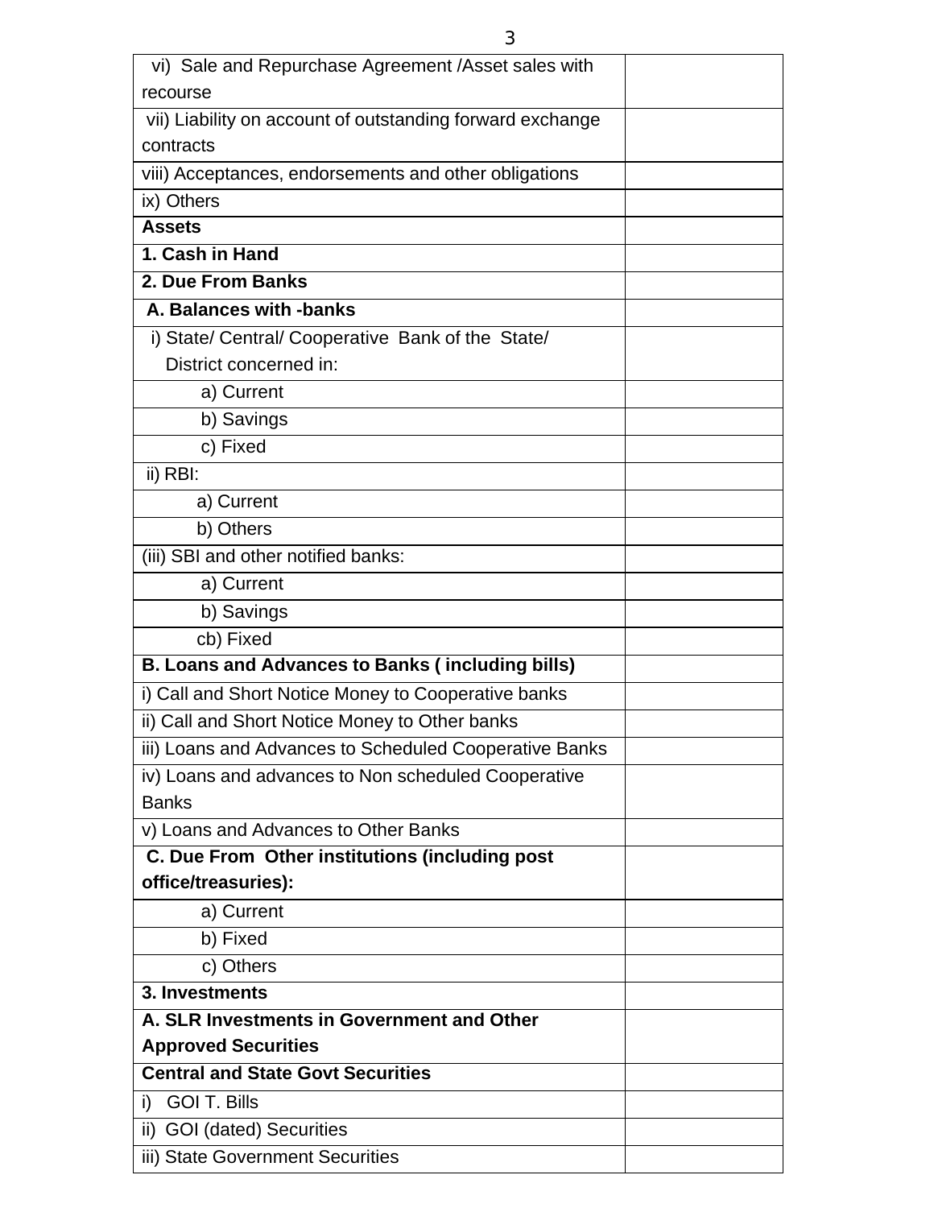| | |
|---|---|
| vi) Sale and Repurchase Agreement /Asset sales with recourse | |
| vii) Liability on account of outstanding forward exchange contracts | |
| viii) Acceptances, endorsements and other obligations | |
| ix) Others | |
| **Assets** | |
| **1. Cash in Hand** | |
| **2. Due From Banks** | |
| **A. Balances with -banks** | |
| i) State/ Central/ Cooperative Bank of the State/ District concerned in: | |
| a) Current | |
| b) Savings | |
| c) Fixed | |
| ii) RBI: | |
| a) Current | |
| b) Others | |
| (iii) SBI and other notified banks: | |
| a) Current | |
| b) Savings | |
| cb) Fixed | |
| **B. Loans and Advances to Banks ( including bills)** | |
| i) Call and Short Notice Money to Cooperative banks | |
| ii) Call and Short Notice Money to Other banks | |
| iii) Loans and Advances to Scheduled Cooperative Banks | |
| iv) Loans and advances to Non scheduled Cooperative Banks | |
| v) Loans and Advances to Other Banks | |
| **C. Due From Other institutions (including post office/treasuries):** | |
| a) Current | |
| b) Fixed | |
| c) Others | |
| **3. Investments** | |
| **A. SLR Investments in Government and Other Approved Securities** | |
| **Central and State Govt Securities** | |
| i) GOI T. Bills | |
| ii) GOI (dated) Securities | |
| iii) State Government Securities | |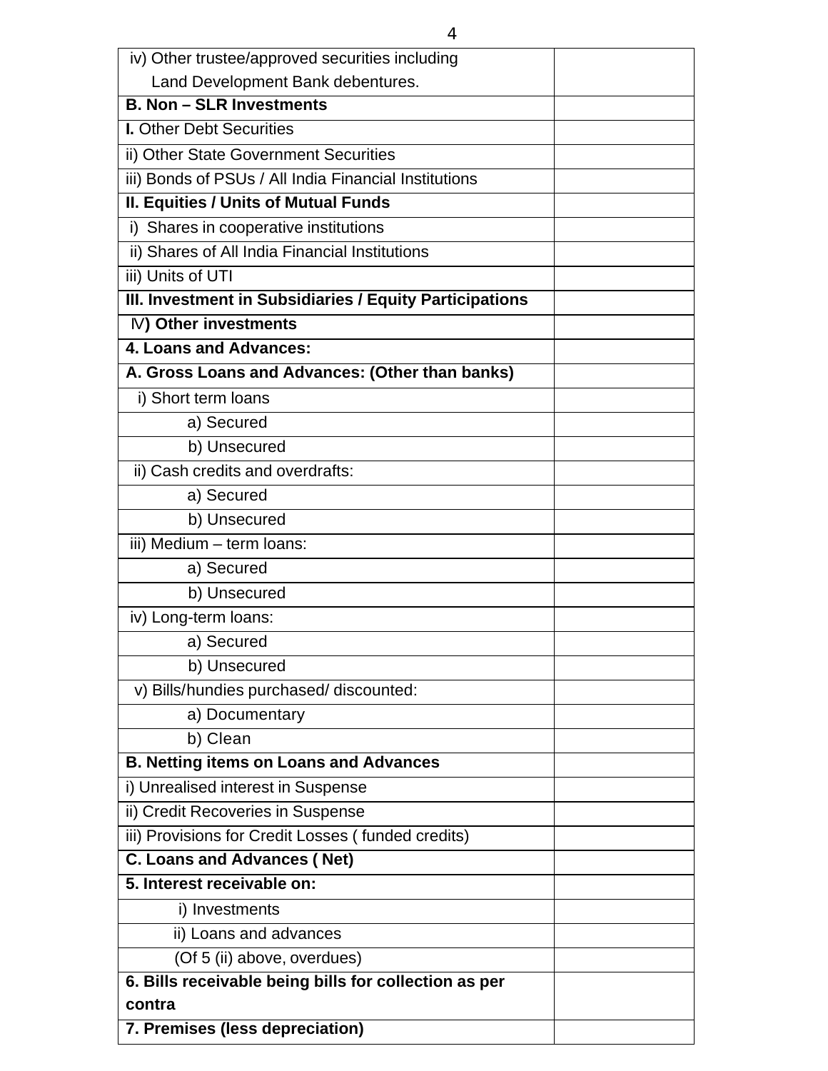| | |
|---|---|
| iv) Other trustee/approved securities including Land Development Bank debentures. | |
| **B. Non – SLR Investments** | |
| **I.** Other Debt Securities | |
| ii) Other State Government Securities | |
| iii) Bonds of PSUs / All India Financial Institutions | |
| **II. Equities / Units of Mutual Funds** | |
| i) Shares in cooperative institutions | |
| ii) Shares of All India Financial Institutions | |
| iii) Units of UTI | |
| **III. Investment in Subsidiaries / Equity Participations** | |
| **IV) Other investments** | |
| **4. Loans and Advances:** | |
| **A. Gross Loans and Advances: (Other than banks)** | |
| i) Short term loans | |
| a) Secured | |
| b) Unsecured | |
| ii) Cash credits and overdrafts: | |
| a) Secured | |
| b) Unsecured | |
| iii) Medium – term loans: | |
| a) Secured | |
| b) Unsecured | |
| iv) Long-term loans: | |
| a) Secured | |
| b) Unsecured | |
| v) Bills/hundies purchased/ discounted: | |
| a) Documentary | |
| b) Clean | |
| **B. Netting items on Loans and Advances** | |
| i) Unrealised interest in Suspense | |
| ii) Credit Recoveries in Suspense | |
| iii) Provisions for Credit Losses ( funded credits) | |
| **C. Loans and Advances ( Net)** | |
| **5. Interest receivable on:** | |
| i) Investments | |
| ii) Loans and advances | |
| (Of 5 (ii) above, overdues) | |
| **6. Bills receivable being bills for collection as per contra** | |
| **7. Premises (less depreciation)** | |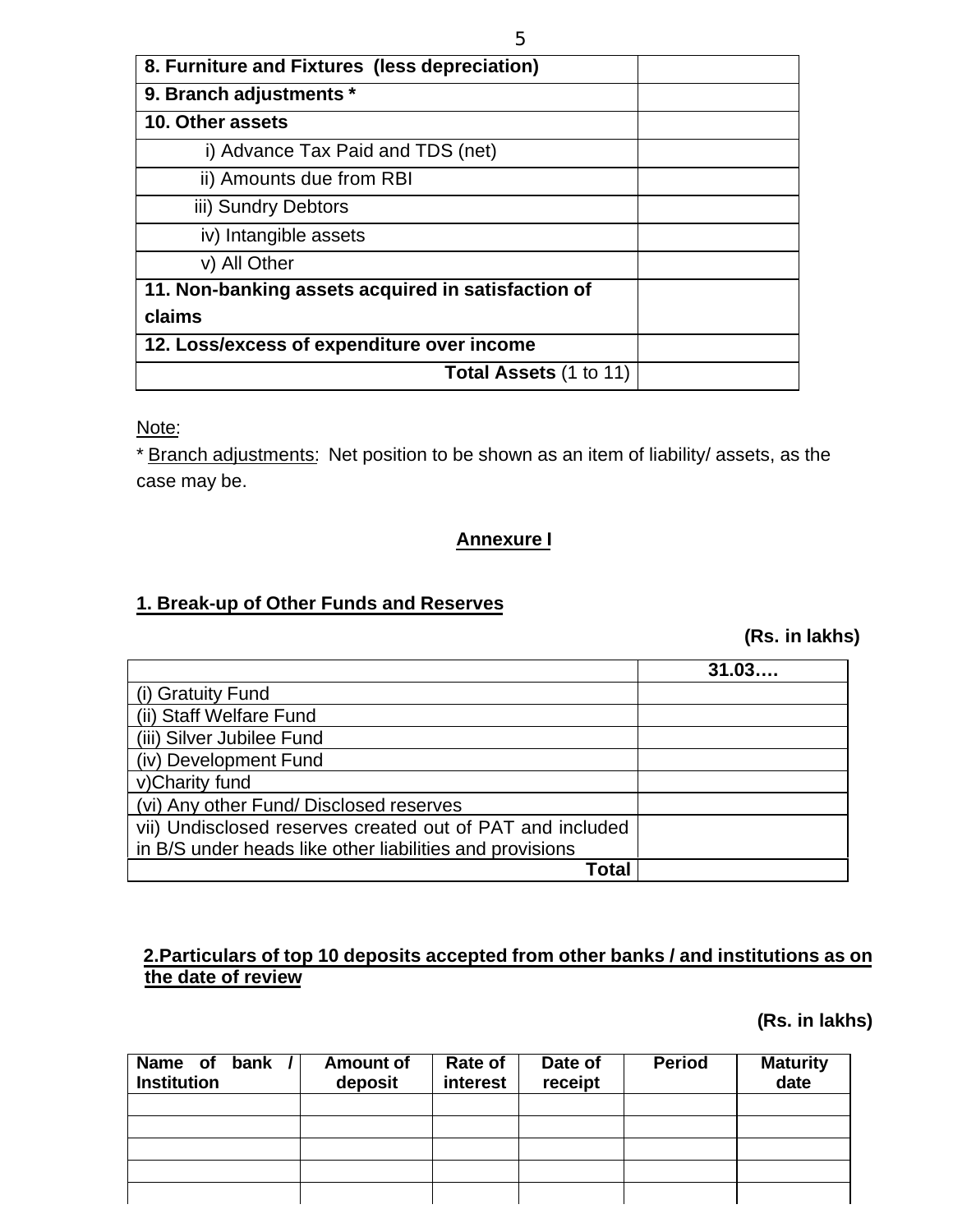| **8. Furniture and Fixtures (less depreciation)** | |
|---|---|
| **9. Branch adjustments *** | |
| **10. Other assets** | |
| i) Advance Tax Paid and TDS (net) | |
| ii) Amounts due from RBI | |
| iii) Sundry Debtors | |
| iv) Intangible assets | |
| v) All Other | |
| **11. Non-banking assets acquired in satisfaction of claims** | |
| **12. Loss/excess of expenditure over income** | |
| **Total Assets** (1 to 11) | |

Note:

* Branch adjustments: Net position to be shown as an item of liability/ assets, as the case may be.

## Annexure I

### 1. Break-up of Other Funds and Reserves

**(Rs. in lakhs)**

| | **31.03….** |
|---|---|
| (i) Gratuity Fund | |
| (ii) Staff Welfare Fund | |
| (iii) Silver Jubilee Fund | |
| (iv) Development Fund | |
| v)Charity fund | |
| (vi) Any other Fund/ Disclosed reserves | |
| vii) Undisclosed reserves created out of PAT and included in B/S under heads like other liabilities and provisions | |
| **Total** | |

### 2.Particulars of top 10 deposits accepted from other banks / and institutions as on the date of review

**(Rs. in lakhs)**

| Name of bank / Institution | Amount of deposit | Rate of interest | Date of receipt | Period | Maturity date |
|---|---|---|---|---|---|
| | | | | | |
| | | | | | |
| | | | | | |
| | | | | | |
| | | | | | |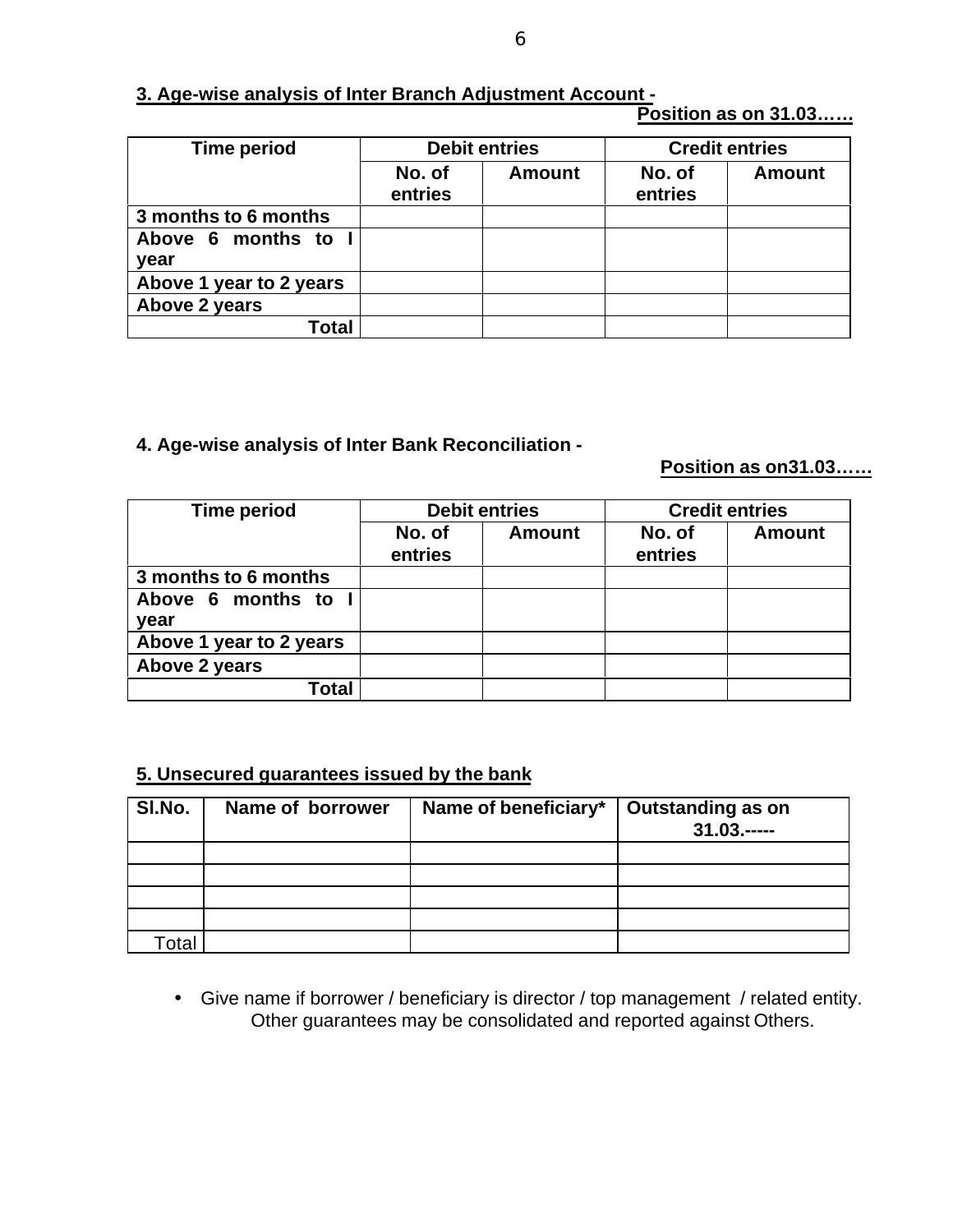**3. Age-wise analysis of Inter Branch Adjustment Account -**

**Position as on 31.03……**

| Time period | Debit entries | | Credit entries | |
|---|---|---|---|---|
| | No. of entries | Amount | No. of entries | Amount |
| 3 months to 6 months | | | | |
| Above 6 months to I year | | | | |
| Above 1 year to 2 years | | | | |
| Above 2 years | | | | |
| Total | | | | |

**4. Age-wise analysis of Inter Bank Reconciliation -**

**Position as on31.03……**

| Time period | Debit entries | | Credit entries | |
|---|---|---|---|---|
| | No. of entries | Amount | No. of entries | Amount |
| 3 months to 6 months | | | | |
| Above 6 months to I year | | | | |
| Above 1 year to 2 years | | | | |
| Above 2 years | | | | |
| Total | | | | |

**5. Unsecured guarantees issued by the bank**

| Sl.No. | Name of borrower | Name of beneficiary* | Outstanding as on 31.03.----- |
|---|---|---|---|
| | | | |
| | | | |
| | | | |
| | | | |
| Total | | | |

- Give name if borrower / beneficiary is director / top management / related entity. Other guarantees may be consolidated and reported against Others.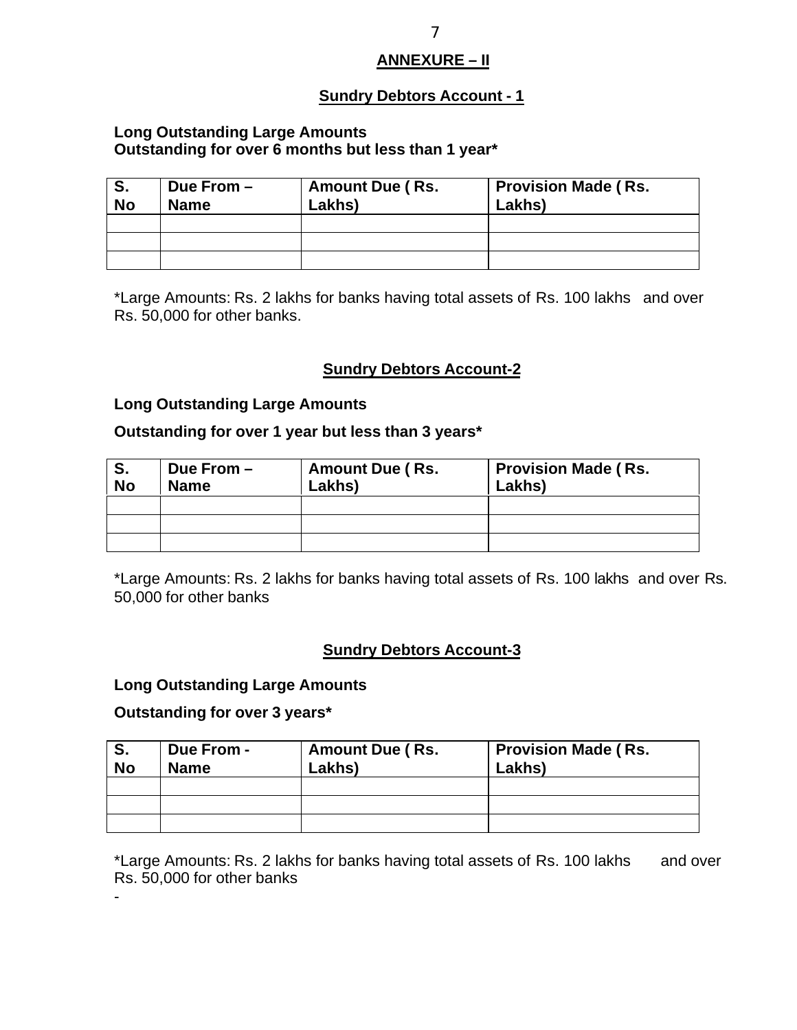## ANNEXURE – II

### Sundry Debtors Account - 1

**Long Outstanding Large Amounts**
**Outstanding for over 6 months but less than 1 year***

| S. No | Due From – Name | Amount Due ( Rs. Lakhs) | Provision Made ( Rs. Lakhs) |
|---|---|---|---|
| | | | |
| | | | |
| | | | |

*Large Amounts: Rs. 2 lakhs for banks having total assets of Rs. 100 lakhs and over Rs. 50,000 for other banks.

### Sundry Debtors Account-2

**Long Outstanding Large Amounts**

**Outstanding for over 1 year but less than 3 years***

| S. No | Due From – Name | Amount Due ( Rs. Lakhs) | Provision Made ( Rs. Lakhs) |
|---|---|---|---|
| | | | |
| | | | |
| | | | |

*Large Amounts: Rs. 2 lakhs for banks having total assets of Rs. 100 lakhs and over Rs. 50,000 for other banks

### Sundry Debtors Account-3

**Long Outstanding Large Amounts**

**Outstanding for over 3 years***

| S. No | Due From - Name | Amount Due ( Rs. Lakhs) | Provision Made ( Rs. Lakhs) |
|---|---|---|---|
| | | | |
| | | | |
| | | | |

*Large Amounts: Rs. 2 lakhs for banks having total assets of Rs. 100 lakhs and over Rs. 50,000 for other banks

-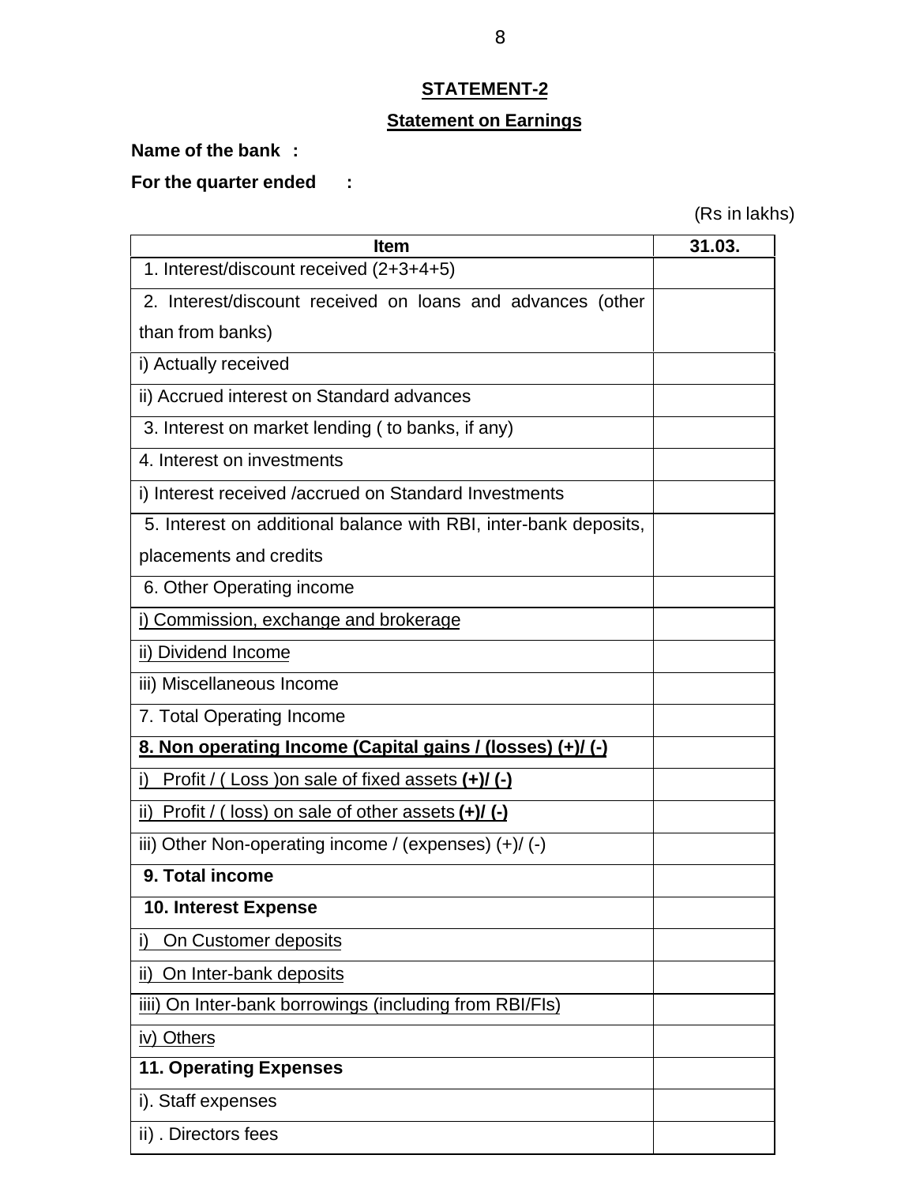## STATEMENT-2

## Statement on Earnings

**Name of the bank :**

**For the quarter ended :**

(Rs in lakhs)

| Item | 31.03. |
|---|---|
| 1. Interest/discount received (2+3+4+5) | |
| 2. Interest/discount received on loans and advances (other than from banks) | |
| i) Actually received | |
| ii) Accrued interest on Standard advances | |
| 3. Interest on market lending ( to banks, if any) | |
| 4. Interest on investments | |
| i) Interest received /accrued on Standard Investments | |
| 5. Interest on additional balance with RBI, inter-bank deposits, placements and credits | |
| 6. Other Operating income | |
| i) Commission, exchange and brokerage | |
| ii) Dividend Income | |
| iii) Miscellaneous Income | |
| 7. Total Operating Income | |
| **8. Non operating Income (Capital gains / (losses) (+)/ (-)** | |
| i) Profit / ( Loss )on sale of fixed assets **(+)/ (-)** | |
| ii) Profit / ( loss) on sale of other assets **(+)/ (-)** | |
| iii) Other Non-operating income / (expenses) (+)/ (-) | |
| **9. Total income** | |
| **10. Interest Expense** | |
| i) On Customer deposits | |
| ii) On Inter-bank deposits | |
| iiii) On Inter-bank borrowings (including from RBI/FIs) | |
| iv) Others | |
| **11. Operating Expenses** | |
| i). Staff expenses | |
| ii) . Directors fees | |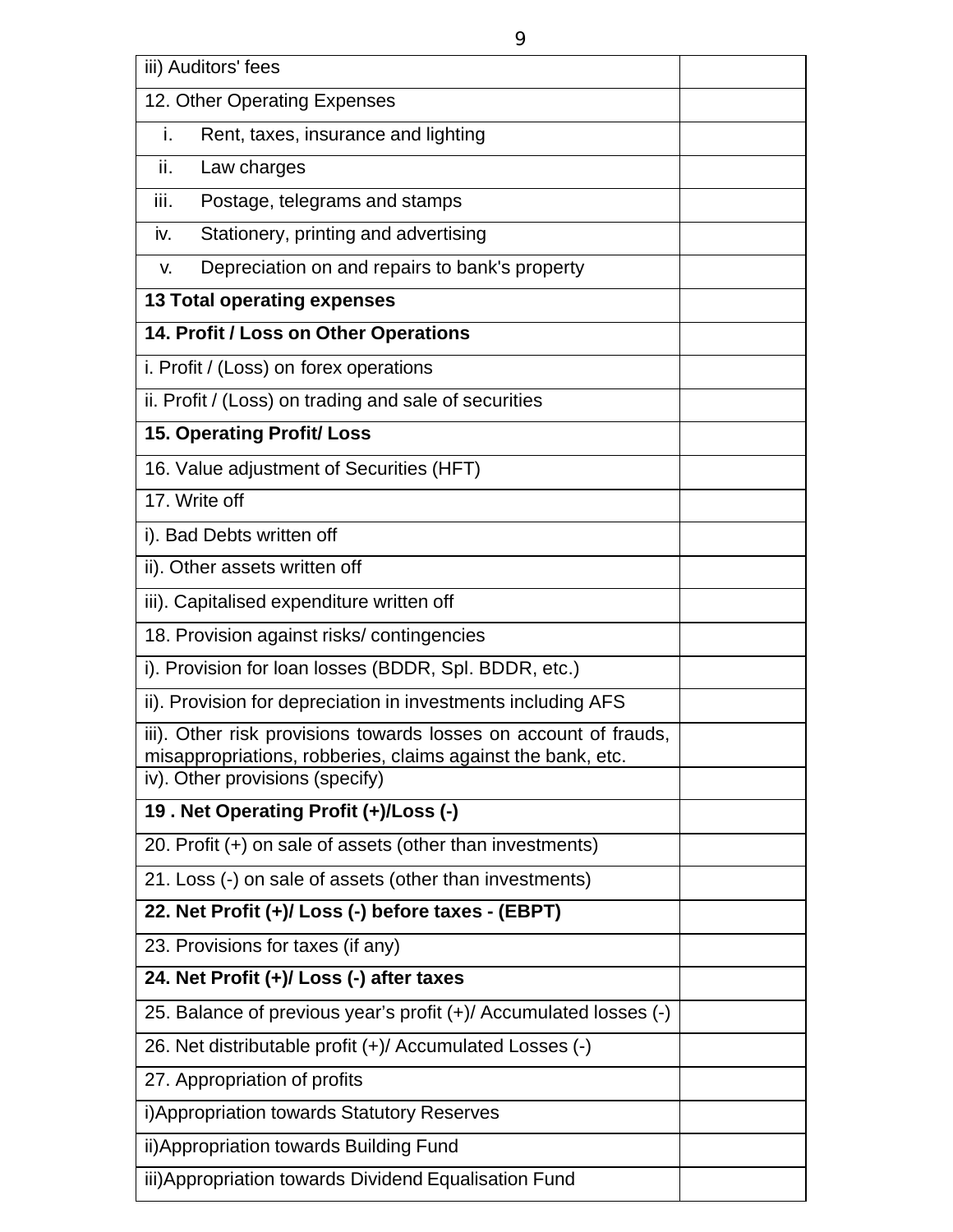| | |
|---|---|
| iii) Auditors' fees | |
| 12. Other Operating Expenses | |
| i. Rent, taxes, insurance and lighting | |
| ii. Law charges | |
| iii. Postage, telegrams and stamps | |
| iv. Stationery, printing and advertising | |
| v. Depreciation on and repairs to bank's property | |
| **13 Total operating expenses** | |
| **14. Profit / Loss on Other Operations** | |
| i. Profit / (Loss) on forex operations | |
| ii. Profit / (Loss) on trading and sale of securities | |
| **15. Operating Profit/ Loss** | |
| 16. Value adjustment of Securities (HFT) | |
| 17. Write off | |
| i). Bad Debts written off | |
| ii). Other assets written off | |
| iii). Capitalised expenditure written off | |
| 18. Provision against risks/ contingencies | |
| i). Provision for loan losses (BDDR, Spl. BDDR, etc.) | |
| ii). Provision for depreciation in investments including AFS | |
| iii). Other risk provisions towards losses on account of frauds, misappropriations, robberies, claims against the bank, etc. | |
| iv). Other provisions (specify) | |
| **19 . Net Operating Profit (+)/Loss (-)** | |
| 20. Profit (+) on sale of assets (other than investments) | |
| 21. Loss (-) on sale of assets (other than investments) | |
| **22. Net Profit (+)/ Loss (-) before taxes - (EBPT)** | |
| 23. Provisions for taxes (if any) | |
| **24. Net Profit (+)/ Loss (-) after taxes** | |
| 25. Balance of previous year's profit (+)/ Accumulated losses (-) | |
| 26. Net distributable profit (+)/ Accumulated Losses (-) | |
| 27. Appropriation of profits | |
| i)Appropriation towards Statutory Reserves | |
| ii)Appropriation towards Building Fund | |
| iii)Appropriation towards Dividend Equalisation Fund | |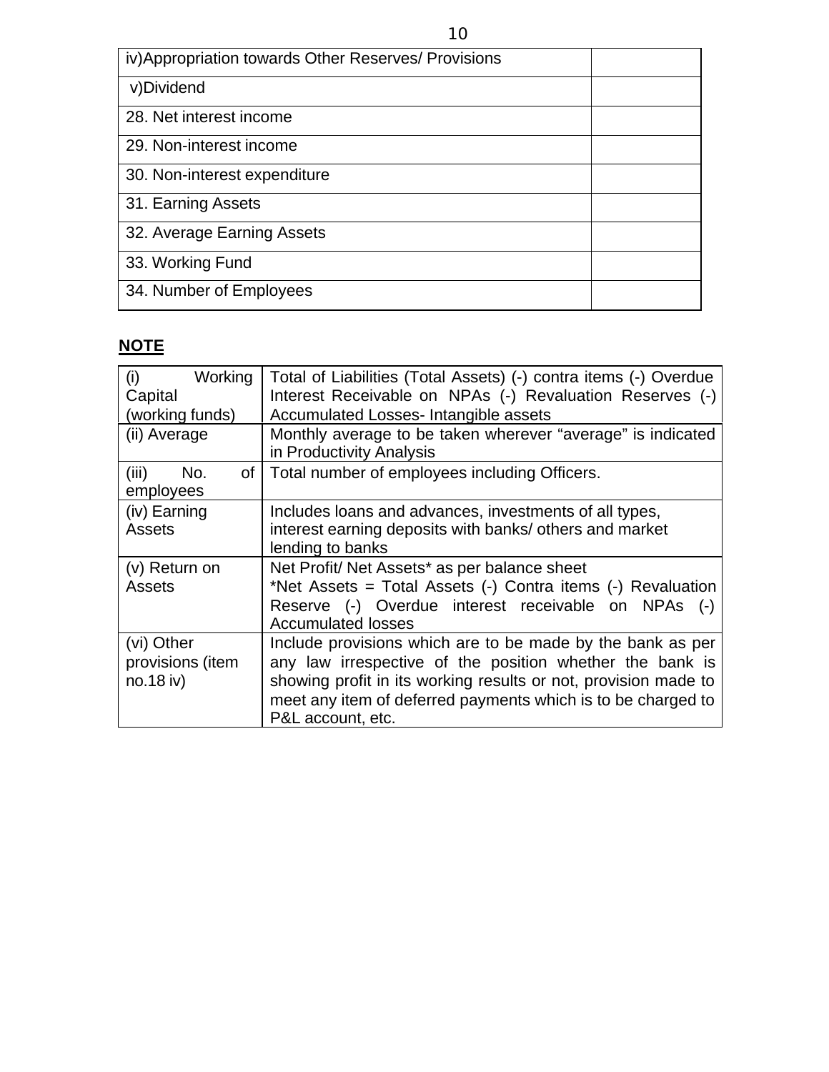| | |
|---|---|
| iv)Appropriation towards Other Reserves/ Provisions | |
| v)Dividend | |
| 28. Net interest income | |
| 29. Non-interest income | |
| 30. Non-interest expenditure | |
| 31. Earning Assets | |
| 32. Average Earning Assets | |
| 33. Working Fund | |
| 34. Number of Employees | |

**NOTE**

| | |
|---|---|
| (i) Working Capital (working funds) | Total of Liabilities (Total Assets) (-) contra items (-) Overdue Interest Receivable on NPAs (-) Revaluation Reserves (-) Accumulated Losses- Intangible assets |
| (ii) Average | Monthly average to be taken wherever "average" is indicated in Productivity Analysis |
| (iii) No. of employees | Total number of employees including Officers. |
| (iv) Earning Assets | Includes loans and advances, investments of all types, interest earning deposits with banks/ others and market lending to banks |
| (v) Return on Assets | Net Profit/ Net Assets* as per balance sheet<br>*Net Assets = Total Assets (-) Contra items (-) Revaluation Reserve (-) Overdue interest receivable on NPAs (-) Accumulated losses |
| (vi) Other provisions (item no.18 iv) | Include provisions which are to be made by the bank as per any law irrespective of the position whether the bank is showing profit in its working results or not, provision made to meet any item of deferred payments which is to be charged to P&L account, etc. |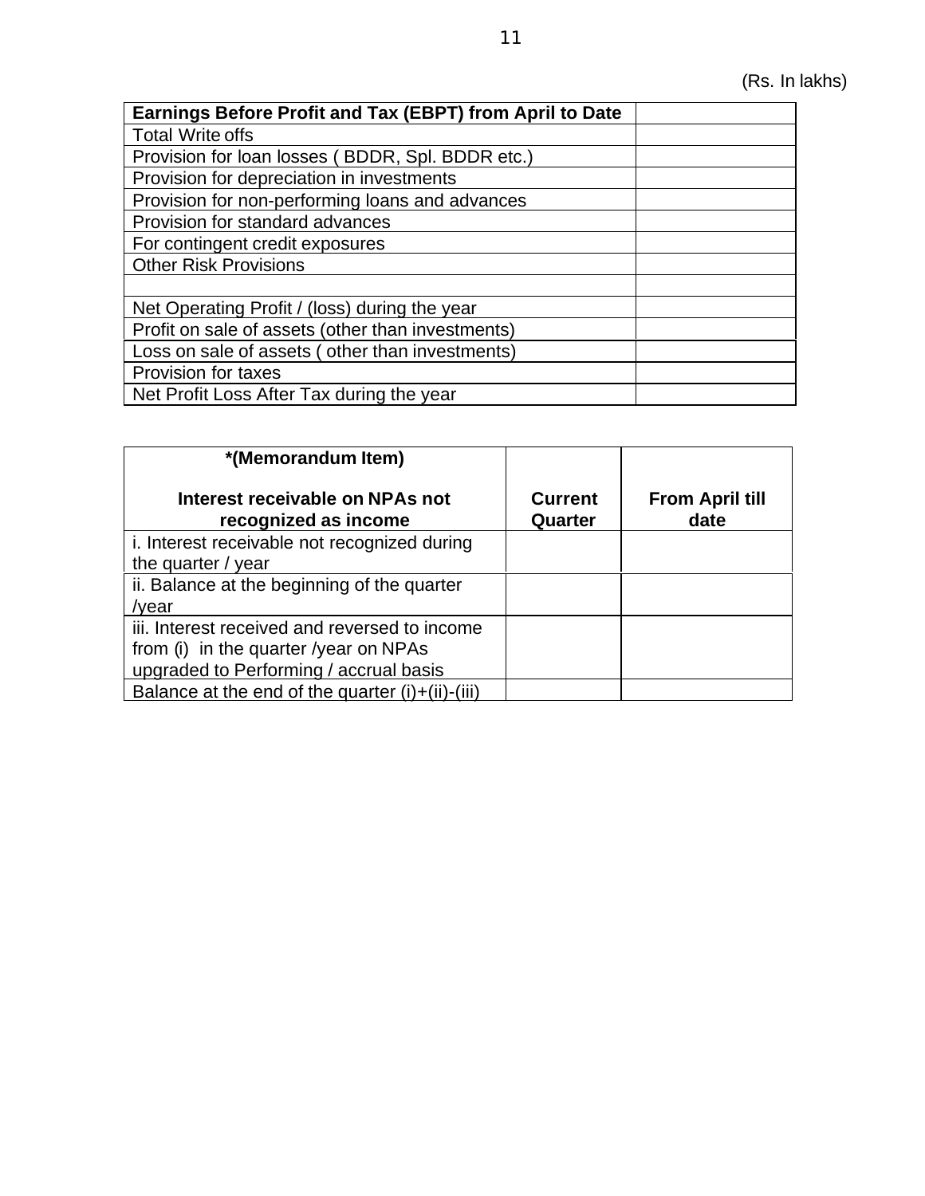(Rs. In lakhs)

| Earnings Before Profit and Tax (EBPT) from April to Date | |
|---|---|
| Total Write offs | |
| Provision for loan losses ( BDDR, Spl. BDDR etc.) | |
| Provision for depreciation in investments | |
| Provision for non-performing loans and advances | |
| Provision for standard advances | |
| For contingent credit exposures | |
| Other Risk Provisions | |
| | |
| Net Operating Profit / (loss) during the year | |
| Profit on sale of assets (other than investments) | |
| Loss on sale of assets ( other than investments) | |
| Provision for taxes | |
| Net Profit Loss After Tax during the year | |

| *(Memorandum Item)<br><br>Interest receivable on NPAs not recognized as income | Current Quarter | From April till date |
|---|---|---|
| i. Interest receivable not recognized during the quarter / year | | |
| ii. Balance at the beginning of the quarter /year | | |
| iii. Interest received and reversed to income from (i) in the quarter /year on NPAs upgraded to Performing / accrual basis | | |
| Balance at the end of the quarter (i)+(ii)-(iii) | | |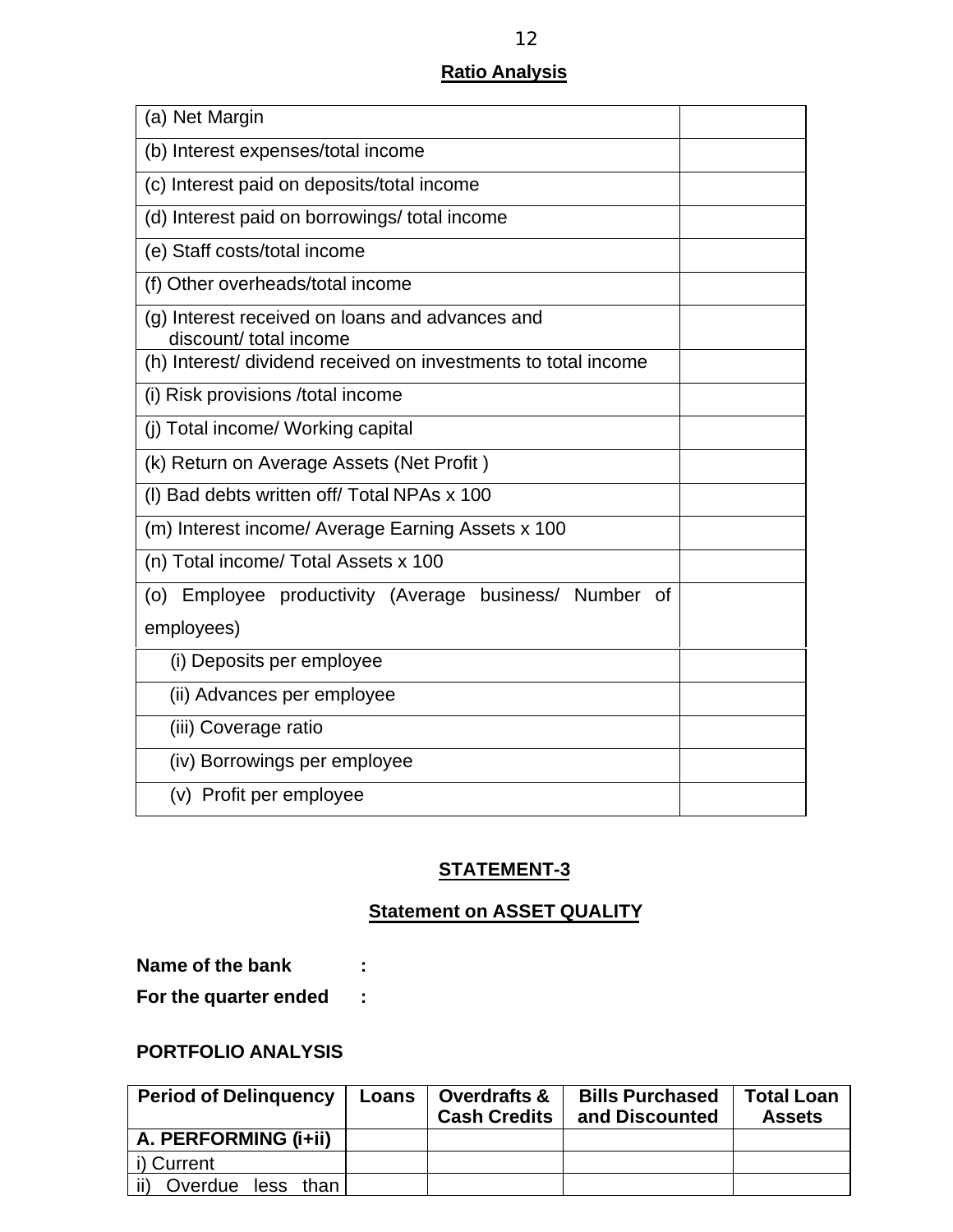**Ratio Analysis**

| | |
|---|---|
| (a) Net Margin | |
| (b) Interest expenses/total income | |
| (c) Interest paid on deposits/total income | |
| (d) Interest paid on borrowings/ total income | |
| (e) Staff costs/total income | |
| (f) Other overheads/total income | |
| (g) Interest received on loans and advances and discount/ total income | |
| (h) Interest/ dividend received on investments to total income | |
| (i) Risk provisions /total income | |
| (j) Total income/ Working capital | |
| (k) Return on Average Assets (Net Profit ) | |
| (l) Bad debts written off/ Total NPAs x 100 | |
| (m) Interest income/ Average Earning Assets x 100 | |
| (n) Total income/ Total Assets x 100 | |
| (o) Employee productivity (Average business/ Number of employees) | |
| (i) Deposits per employee | |
| (ii) Advances per employee | |
| (iii) Coverage ratio | |
| (iv) Borrowings per employee | |
| (v) Profit per employee | |

## STATEMENT-3

### Statement on ASSET QUALITY

**Name of the bank :**

**For the quarter ended :**

**PORTFOLIO ANALYSIS**

| Period of Delinquency | Loans | Overdrafts & Cash Credits | Bills Purchased and Discounted | Total Loan Assets |
|---|---|---|---|---|
| **A. PERFORMING (i+ii)** | | | | |
| i) Current | | | | |
| ii) Overdue less than | | | | |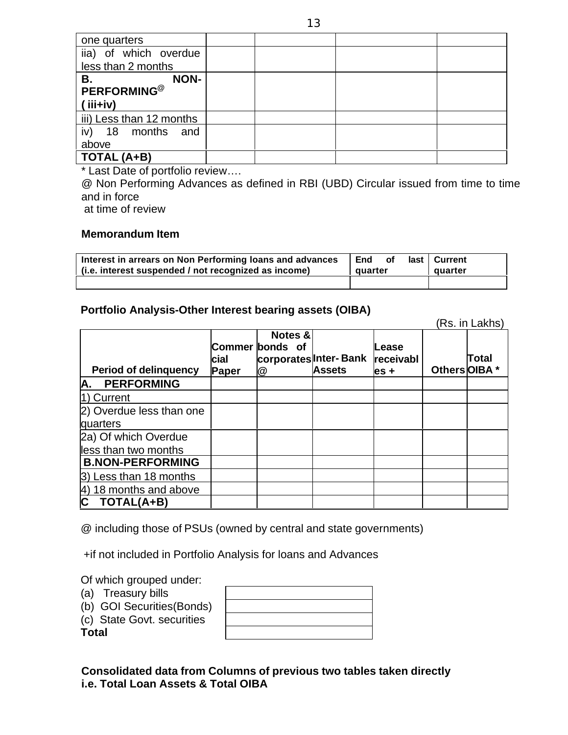| one quarters | | | | |
|---|---|---|---|---|
| iia) of which overdue less than 2 months | | | | |
| **B. NON-PERFORMING@ ( iii+iv)** | | | | |
| iii) Less than 12 months | | | | |
| iv) 18 months and above | | | | |
| **TOTAL (A+B)** | | | | |

* Last Date of portfolio review….

@ Non Performing Advances as defined in RBI (UBD) Circular issued from time to time and in force at time of review

**Memorandum Item**

| Interest in arrears on Non Performing loans and advances (i.e. interest suspended / not recognized as income) | End of last quarter | Current quarter |
|---|---|---|
| | | |

**Portfolio Analysis-Other Interest bearing assets (OIBA)**

(Rs. in Lakhs)

| Period of delinquency | Commercial Paper | Notes & bonds of corporates @ | Inter- Bank Assets | Lease receivables + | Others | Total OIBA * |
|---|---|---|---|---|---|---|
| **A. PERFORMING** | | | | | | |
| 1) Current | | | | | | |
| 2) Overdue less than one quarters | | | | | | |
| 2a) Of which Overdue less than two months | | | | | | |
| **B.NON-PERFORMING** | | | | | | |
| 3) Less than 18 months | | | | | | |
| 4) 18 months and above | | | | | | |
| **C TOTAL(A+B)** | | | | | | |

@ including those of PSUs (owned by central and state governments)

+if not included in Portfolio Analysis for loans and Advances

Of which grouped under:

| | |
|---|---|
| (a) Treasury bills | |
| (b) GOI Securities(Bonds) | |
| (c) State Govt. securities | |
| **Total** | |

**Consolidated data from Columns of previous two tables taken directly i.e. Total Loan Assets & Total OIBA**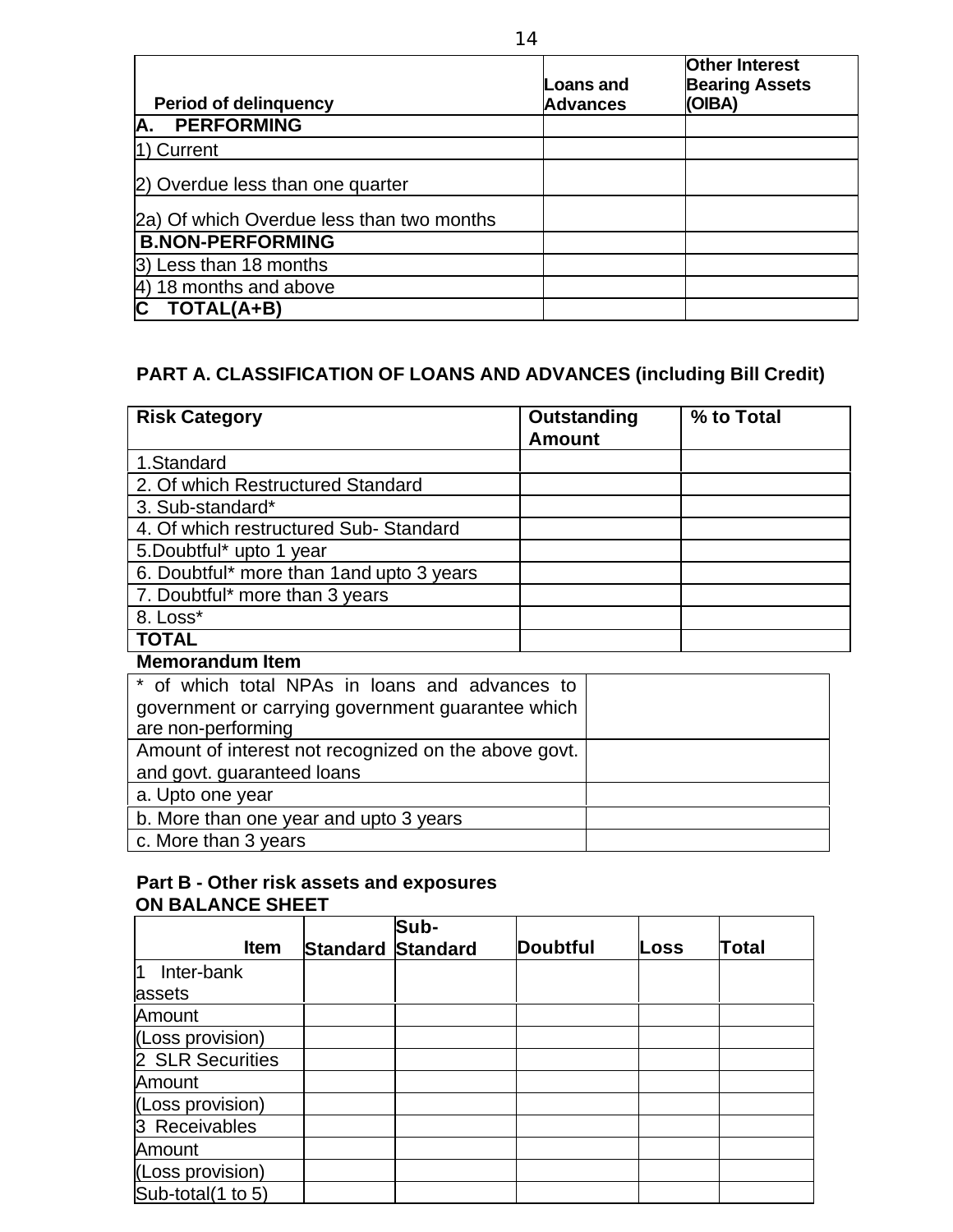| Period of delinquency | Loans and Advances | Other Interest Bearing Assets (OIBA) |
|---|---|---|
| **A. PERFORMING** | | |
| 1) Current | | |
| 2) Overdue less than one quarter | | |
| 2a) Of which Overdue less than two months | | |
| **B.NON-PERFORMING** | | |
| 3) Less than 18 months | | |
| 4) 18 months and above | | |
| **C TOTAL(A+B)** | | |

### PART A. CLASSIFICATION OF LOANS AND ADVANCES (including Bill Credit)

| Risk Category | Outstanding Amount | % to Total |
|---|---|---|
| 1.Standard | | |
| 2. Of which Restructured Standard | | |
| 3. Sub-standard* | | |
| 4. Of which restructured Sub- Standard | | |
| 5.Doubtful* upto 1 year | | |
| 6. Doubtful* more than 1and upto 3 years | | |
| 7. Doubtful* more than 3 years | | |
| 8. Loss* | | |
| **TOTAL** | | |

**Memorandum Item**

| | |
|---|---|
| * of which total NPAs in loans and advances to government or carrying government guarantee which are non-performing | |
| Amount of interest not recognized on the above govt. and govt. guaranteed loans | |
| a. Upto one year | |
| b. More than one year and upto 3 years | |
| c. More than 3 years | |

### Part B - Other risk assets and exposures

**ON BALANCE SHEET**

| Item | Standard | Sub-Standard | Doubtful | Loss | Total |
|---|---|---|---|---|---|
| 1 Inter-bank assets | | | | | |
| Amount | | | | | |
| (Loss provision) | | | | | |
| 2 SLR Securities | | | | | |
| Amount | | | | | |
| (Loss provision) | | | | | |
| 3 Receivables | | | | | |
| Amount | | | | | |
| (Loss provision) | | | | | |
| Sub-total(1 to 5) | | | | | |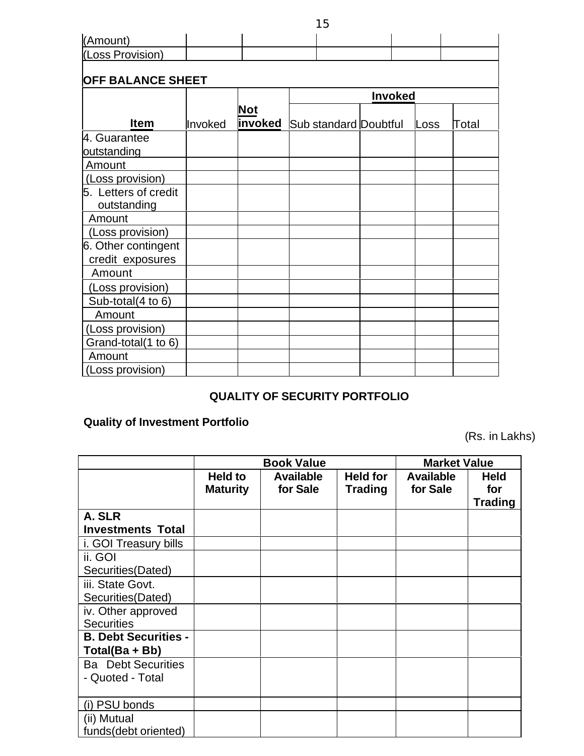| (Amount) | | | | | |
|---|---|---|---|---|---|
| (Loss Provision) | | | | | |

**OFF BALANCE SHEET**

| Item | Invoked | Not invoked | Invoked | | | |
|---|---|---|---|---|---|---|
| | | | Sub standard | Doubtful | Loss | Total |
| 4. Guarantee outstanding | | | | | | |
| Amount | | | | | | |
| (Loss provision) | | | | | | |
| 5. Letters of credit outstanding | | | | | | |
| Amount | | | | | | |
| (Loss provision) | | | | | | |
| 6. Other contingent credit exposures | | | | | | |
| Amount | | | | | | |
| (Loss provision) | | | | | | |
| Sub-total(4 to 6) | | | | | | |
| Amount | | | | | | |
| (Loss provision) | | | | | | |
| Grand-total(1 to 6) | | | | | | |
| Amount | | | | | | |
| (Loss provision) | | | | | | |

## QUALITY OF SECURITY PORTFOLIO

**Quality of Investment Portfolio**

(Rs. in Lakhs)

| | Book Value | | | Market Value | |
|---|---|---|---|---|---|
| | **Held to Maturity** | **Available for Sale** | **Held for Trading** | **Available for Sale** | **Held for Trading** |
| **A. SLR Investments Total** | | | | | |
| i. GOI Treasury bills | | | | | |
| ii. GOI Securities(Dated) | | | | | |
| iii. State Govt. Securities(Dated) | | | | | |
| iv. Other approved Securities | | | | | |
| **B. Debt Securities - Total(Ba + Bb)** | | | | | |
| Ba Debt Securities - Quoted - Total | | | | | |
| (i) PSU bonds | | | | | |
| (ii) Mutual funds(debt oriented) | | | | | |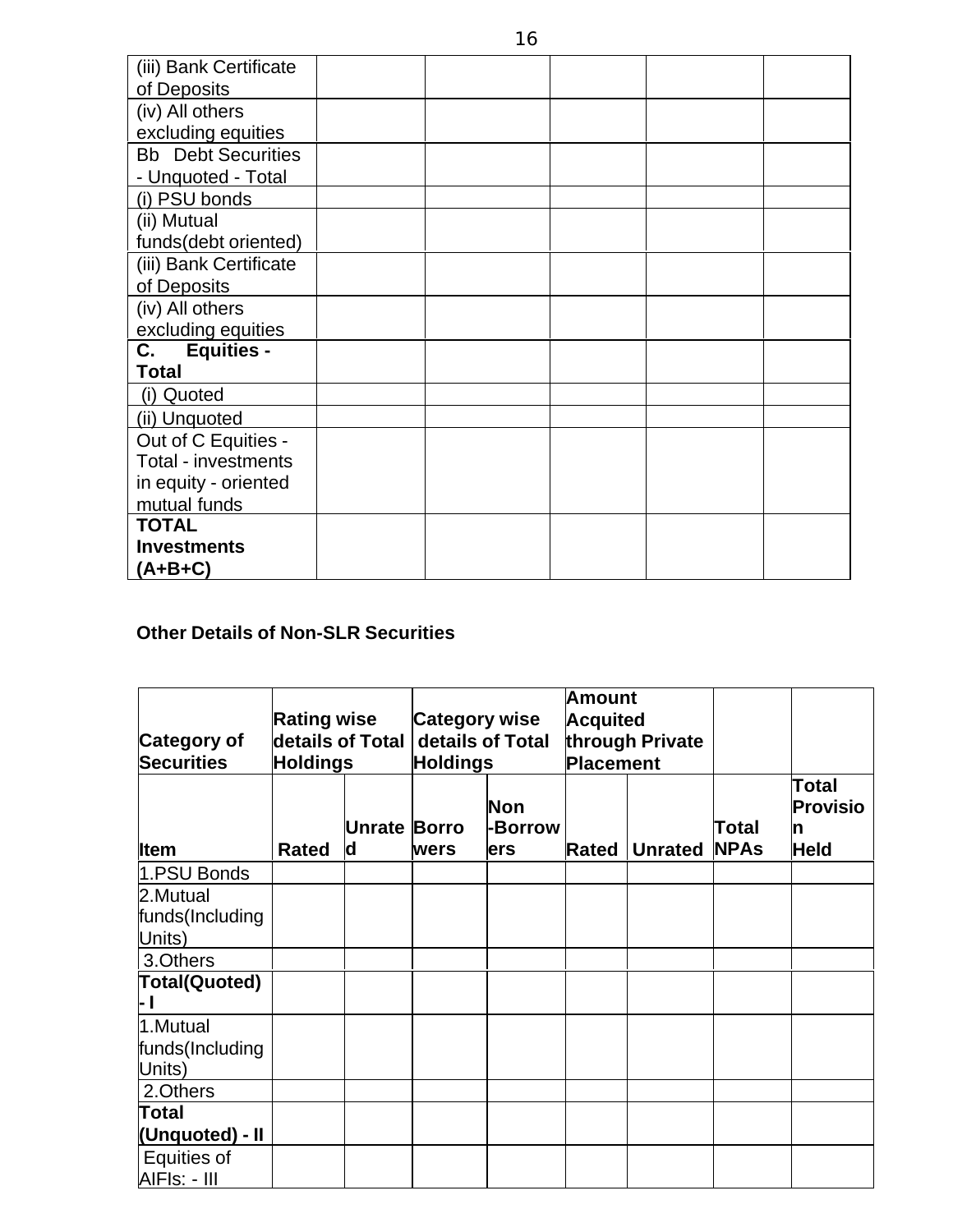| | | | | | |
|---|---|---|---|---|---|
| (iii) Bank Certificate of Deposits | | | | | |
| (iv) All others excluding equities | | | | | |
| Bb Debt Securities - Unquoted - Total | | | | | |
| (i) PSU bonds | | | | | |
| (ii) Mutual funds(debt oriented) | | | | | |
| (iii) Bank Certificate of Deposits | | | | | |
| (iv) All others excluding equities | | | | | |
| **C. Equities - Total** | | | | | |
| (i) Quoted | | | | | |
| (ii) Unquoted | | | | | |
| Out of C Equities - Total - investments in equity - oriented mutual funds | | | | | |
| **TOTAL Investments (A+B+C)** | | | | | |

**Other Details of Non-SLR Securities**

| **Category of Securities** | **Rating wise details of Total Holdings** | | **Category wise details of Total Holdings** | | **Amount Acquited through Private Placement** | | | |
|---|---|---|---|---|---|---|---|---|
| **Item** | **Rated** | **Unrated** | **Borrowers** | **Non-Borrowers** | **Rated** | **Unrated** | **Total NPAs** | **Total Provision Held** |
| 1.PSU Bonds | | | | | | | | |
| 2.Mutual funds(Including Units) | | | | | | | | |
| 3.Others | | | | | | | | |
| **Total(Quoted) - I** | | | | | | | | |
| 1.Mutual funds(Including Units) | | | | | | | | |
| 2.Others | | | | | | | | |
| **Total (Unquoted) - II** | | | | | | | | |
| Equities of AIFIs: - III | | | | | | | | |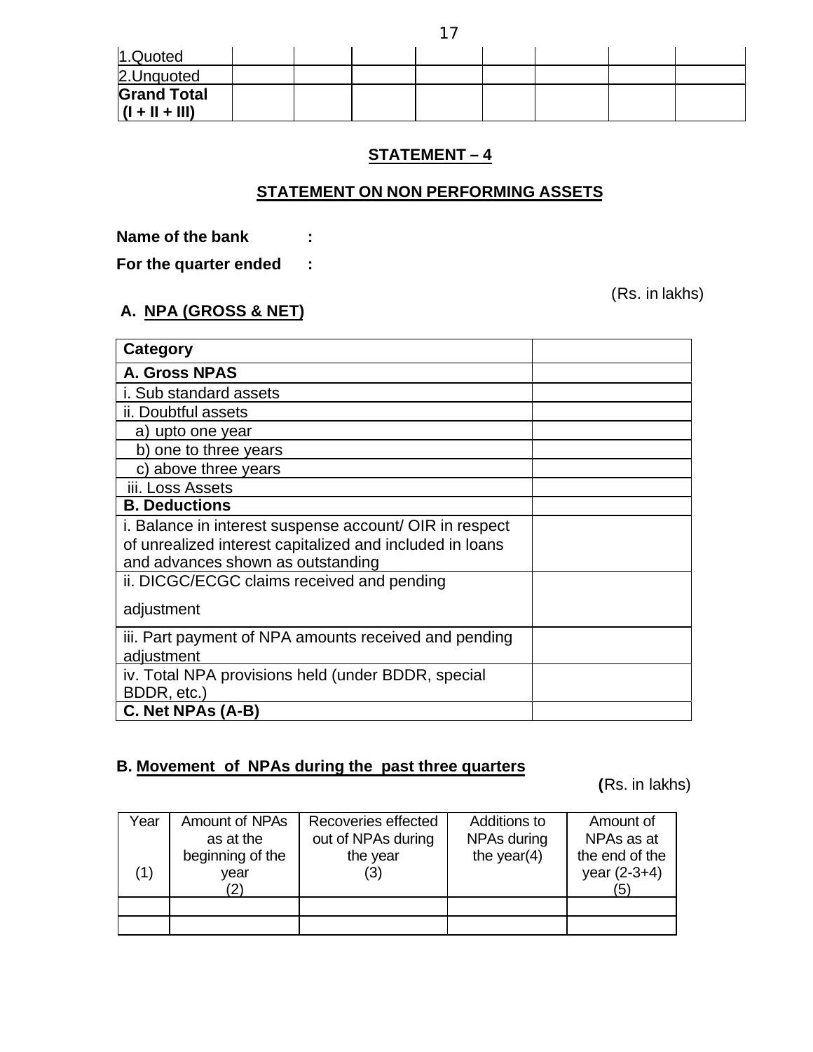| | | | | | | | | |
|---|---|---|---|---|---|---|---|---|
| 1.Quoted | | | | | | | | |
| 2.Unquoted | | | | | | | | |
| **Grand Total (I + II + III)** | | | | | | | | |

## STATEMENT – 4

## STATEMENT ON NON PERFORMING ASSETS

**Name of the bank :**

**For the quarter ended :**

(Rs. in lakhs)

### A. NPA (GROSS & NET)

| Category | |
|---|---|
| **A. Gross NPAS** | |
| i. Sub standard assets | |
| ii. Doubtful assets | |
| a) upto one year | |
| b) one to three years | |
| c) above three years | |
| iii. Loss Assets | |
| **B. Deductions** | |
| i. Balance in interest suspense account/ OIR in respect of unrealized interest capitalized and included in loans and advances shown as outstanding | |
| ii. DICGC/ECGC claims received and pending adjustment | |
| iii. Part payment of NPA amounts received and pending adjustment | |
| iv. Total NPA provisions held (under BDDR, special BDDR, etc.) | |
| **C. Net NPAs (A-B)** | |

### B. Movement of NPAs during the past three quarters

(Rs. in lakhs)

| Year (1) | Amount of NPAs as at the beginning of the year (2) | Recoveries effected out of NPAs during the year (3) | Additions to NPAs during the year(4) | Amount of NPAs as at the end of the year (2-3+4) (5) |
|---|---|---|---|---|
| | | | | |
| | | | | |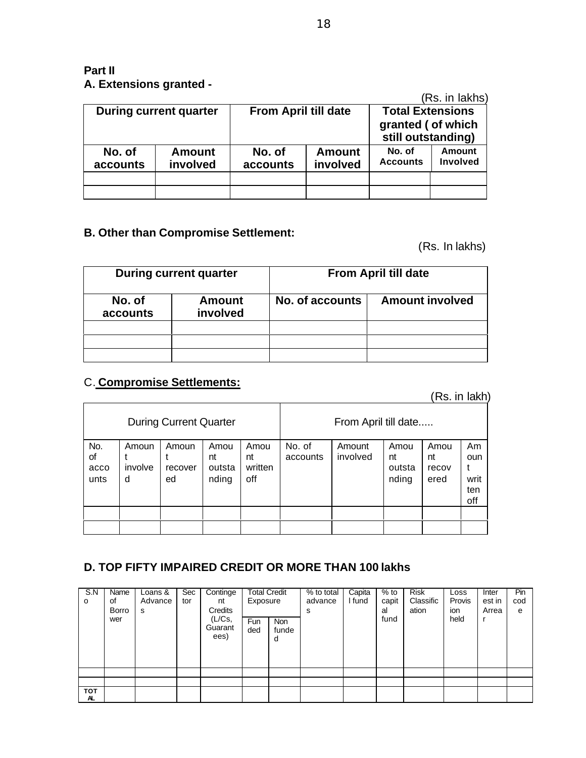**Part II**

**A. Extensions granted -**

(Rs. in lakhs)

| During current quarter | | From April till date | | Total Extensions granted ( of which still outstanding) | |
|---|---|---|---|---|---|
| No. of accounts | Amount involved | No. of accounts | Amount involved | No. of Accounts | Amount Involved |
| | | | | | |
| | | | | | |

**B. Other than Compromise Settlement:**

(Rs. In lakhs)

| During current quarter | | From April till date | |
|---|---|---|---|
| No. of accounts | Amount involved | No. of accounts | Amount involved |
| | | | |
| | | | |
| | | | |

C. **Compromise Settlements:**

(Rs. in lakh)

| During Current Quarter | | | | | From April till date..... | | | | |
|---|---|---|---|---|---|---|---|---|---|
| No. of accounts | Amount involved | Amount recovered | Amount outstanding | Amount written off | No. of accounts | Amount involved | Amount outstanding | Amount recovered | Amount written off |
| | | | | | | | | | |
| | | | | | | | | | |

**D. TOP FIFTY IMPAIRED CREDIT OR MORE THAN 100 lakhs**

| S.No | Name of Borrower | Loans & Advances | Sector | Contingent Credits (L/Cs, Guarantees) | Total Credit Exposure | | % to total advances | Capital fund | % to capital fund | Risk Classification | Loss Provision held | Interest in Arrear | Pin code |
|---|---|---|---|---|---|---|---|---|---|---|---|---|---|
| | | | | | Funded | Non funded | | | | | | | |
| | | | | | | | | | | | | | |
| | | | | | | | | | | | | | |
| TOTAL | | | | | | | | | | | | | |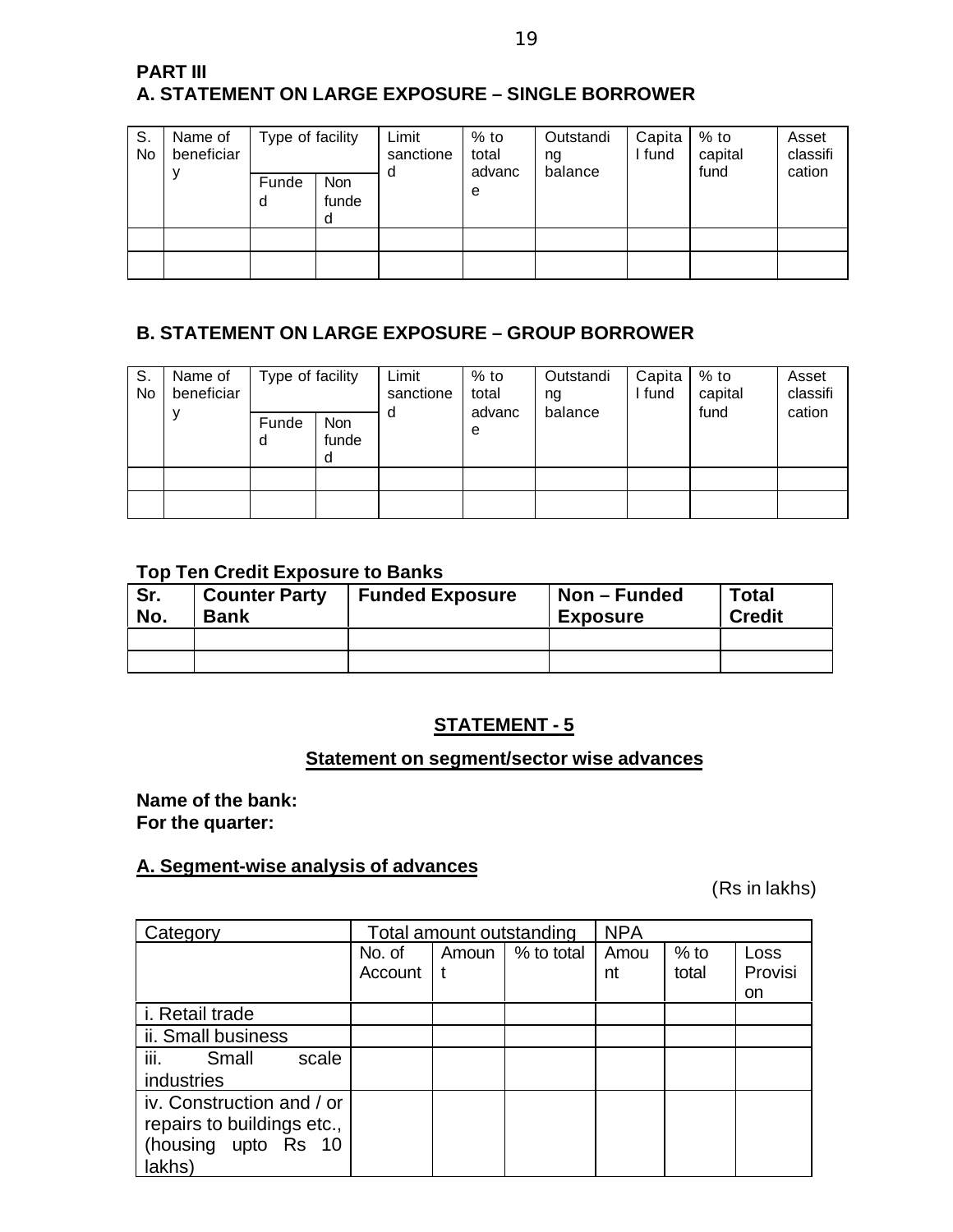**PART III**

**A. STATEMENT ON LARGE EXPOSURE – SINGLE BORROWER**

| S. No | Name of beneficiary | Type of facility | | Limit sanctioned | % to total advance | Outstanding balance | Capital fund | % to capital fund | Asset classification |
|---|---|---|---|---|---|---|---|---|---|
| | | Funded | Non funded | | | | | | |
| | | | | | | | | | |
| | | | | | | | | | |

**B. STATEMENT ON LARGE EXPOSURE – GROUP BORROWER**

| S. No | Name of beneficiary | Type of facility | | Limit sanctioned | % to total advance | Outstanding balance | Capital fund | % to capital fund | Asset classification |
|---|---|---|---|---|---|---|---|---|---|
| | | Funded | Non funded | | | | | | |
| | | | | | | | | | |
| | | | | | | | | | |

**Top Ten Credit Exposure to Banks**

| Sr. No. | Counter Party Bank | Funded Exposure | Non – Funded Exposure | Total Credit |
|---|---|---|---|---|
| | | | | |
| | | | | |

## STATEMENT - 5

### Statement on segment/sector wise advances

**Name of the bank:**
**For the quarter:**

**A. Segment-wise analysis of advances**

(Rs in lakhs)

| Category | Total amount outstanding | | | NPA | | |
|---|---|---|---|---|---|---|
| | No. of Account | Amount | % to total | Amount | % to total | Loss Provision |
| i. Retail trade | | | | | | |
| ii. Small business | | | | | | |
| iii. Small scale industries | | | | | | |
| iv. Construction and / or repairs to buildings etc., (housing upto Rs 10 lakhs) | | | | | | |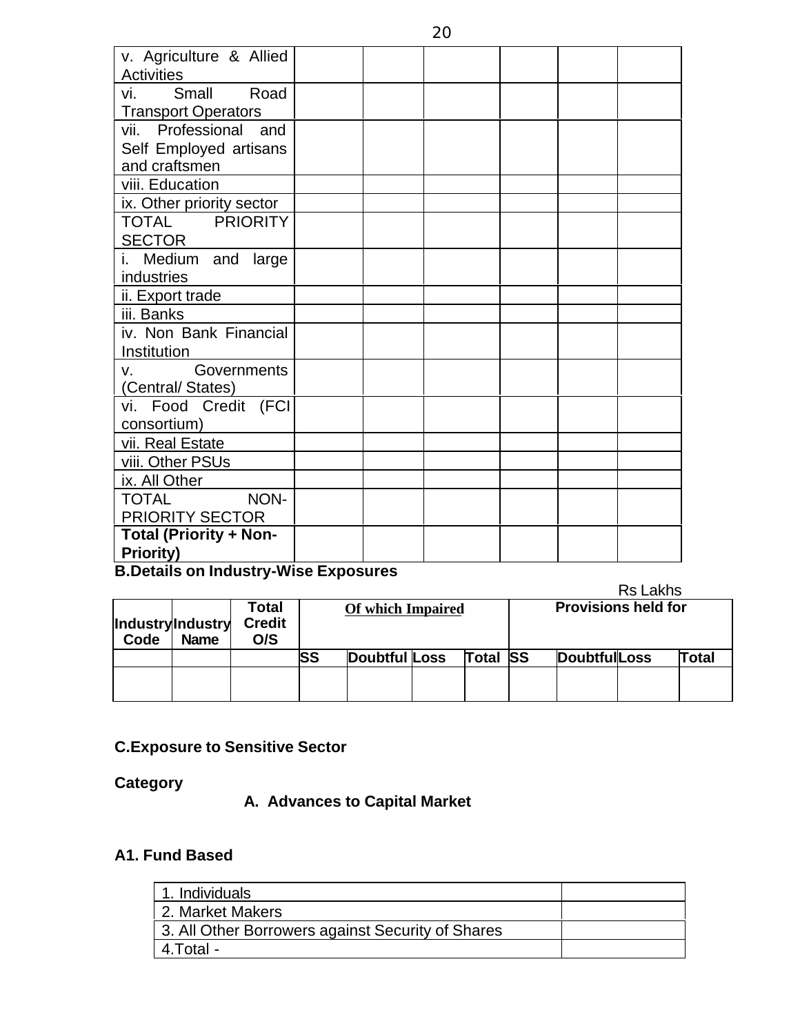| | | | | | | |
|---|---|---|---|---|---|---|
| v. Agriculture & Allied Activities | | | | | | |
| vi. Small Road Transport Operators | | | | | | |
| vii. Professional and Self Employed artisans and craftsmen | | | | | | |
| viii. Education | | | | | | |
| ix. Other priority sector | | | | | | |
| TOTAL PRIORITY SECTOR | | | | | | |
| i. Medium and large industries | | | | | | |
| ii. Export trade | | | | | | |
| iii. Banks | | | | | | |
| iv. Non Bank Financial Institution | | | | | | |
| v. Governments (Central/ States) | | | | | | |
| vi. Food Credit (FCI consortium) | | | | | | |
| vii. Real Estate | | | | | | |
| viii. Other PSUs | | | | | | |
| ix. All Other | | | | | | |
| TOTAL NON-PRIORITY SECTOR | | | | | | |
| **Total (Priority + Non-Priority)** | | | | | | |

**B.Details on Industry-Wise Exposures**

Rs Lakhs

| Industry Code | Industry Name | Total Credit O/S | Of which Impaired | | | | Provisions held for | | | |
|---|---|---|---|---|---|---|---|---|---|---|
| | | | SS | Doubtful | Loss | Total | SS | Doubtful | Loss | Total |
| | | | | | | | | | | |

**C.Exposure to Sensitive Sector**

**Category**

**A. Advances to Capital Market**

**A1. Fund Based**

| | |
|---|---|
| 1. Individuals | |
| 2. Market Makers | |
| 3. All Other Borrowers against Security of Shares | |
| 4.Total - | |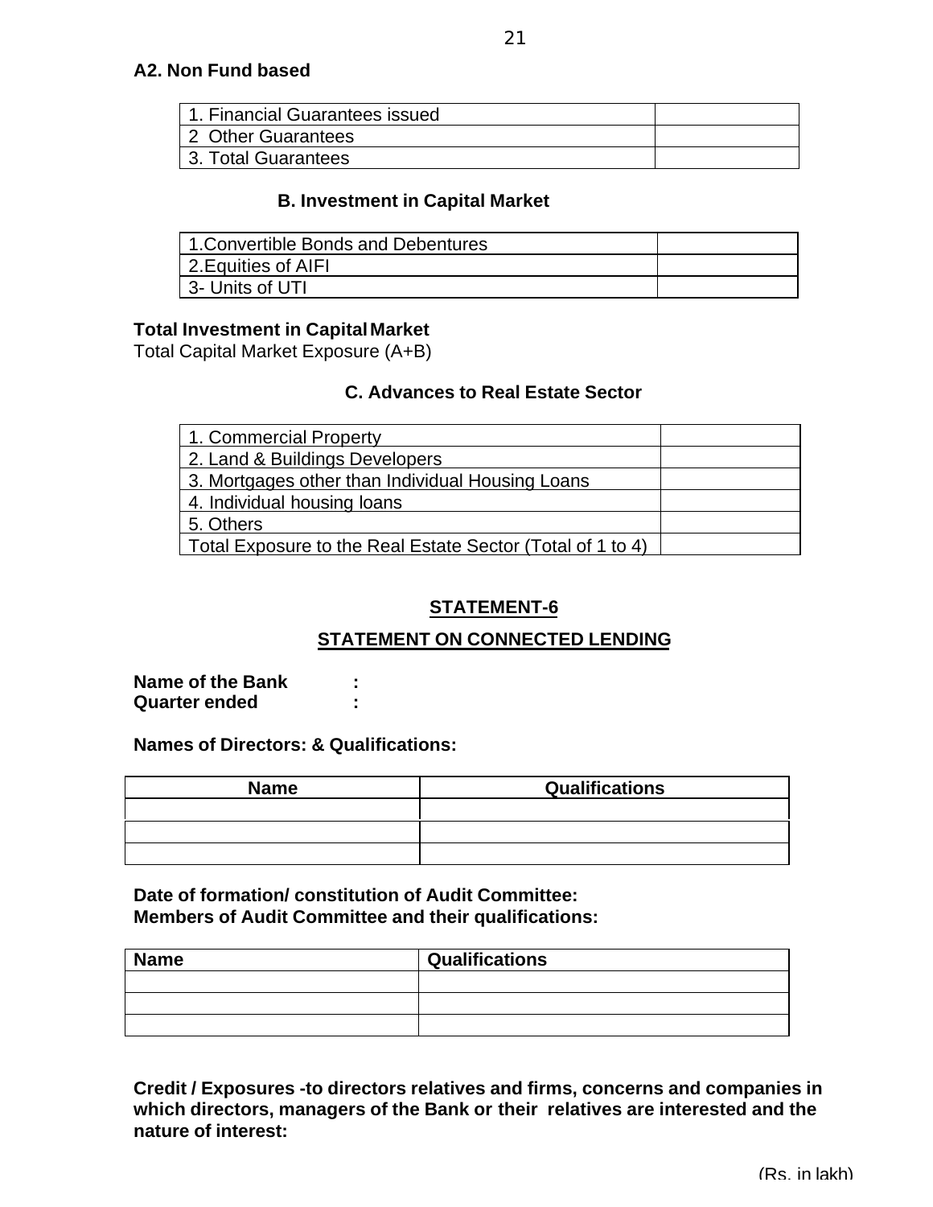**A2. Non Fund based**

| | |
|---|---|
| 1. Financial Guarantees issued | |
| 2 Other Guarantees | |
| 3. Total Guarantees | |

**B. Investment in Capital Market**

| | |
|---|---|
| 1.Convertible Bonds and Debentures | |
| 2.Equities of AIFI | |
| 3- Units of UTI | |

**Total Investment in Capital Market**

Total Capital Market Exposure (A+B)

**C. Advances to Real Estate Sector**

| | |
|---|---|
| 1. Commercial Property | |
| 2. Land & Buildings Developers | |
| 3. Mortgages other than Individual Housing Loans | |
| 4. Individual housing loans | |
| 5. Others | |
| Total Exposure to the Real Estate Sector (Total of 1 to 4) | |

## STATEMENT-6

## STATEMENT ON CONNECTED LENDING

**Name of the Bank :**
**Quarter ended :**

**Names of Directors: & Qualifications:**

| Name | Qualifications |
|---|---|
| | |
| | |
| | |

**Date of formation/ constitution of Audit Committee:**
**Members of Audit Committee and their qualifications:**

| Name | Qualifications |
|---|---|
| | |
| | |
| | |

**Credit / Exposures -to directors relatives and firms, concerns and companies in which directors, managers of the Bank or their relatives are interested and the nature of interest:**

(Rs. in lakh)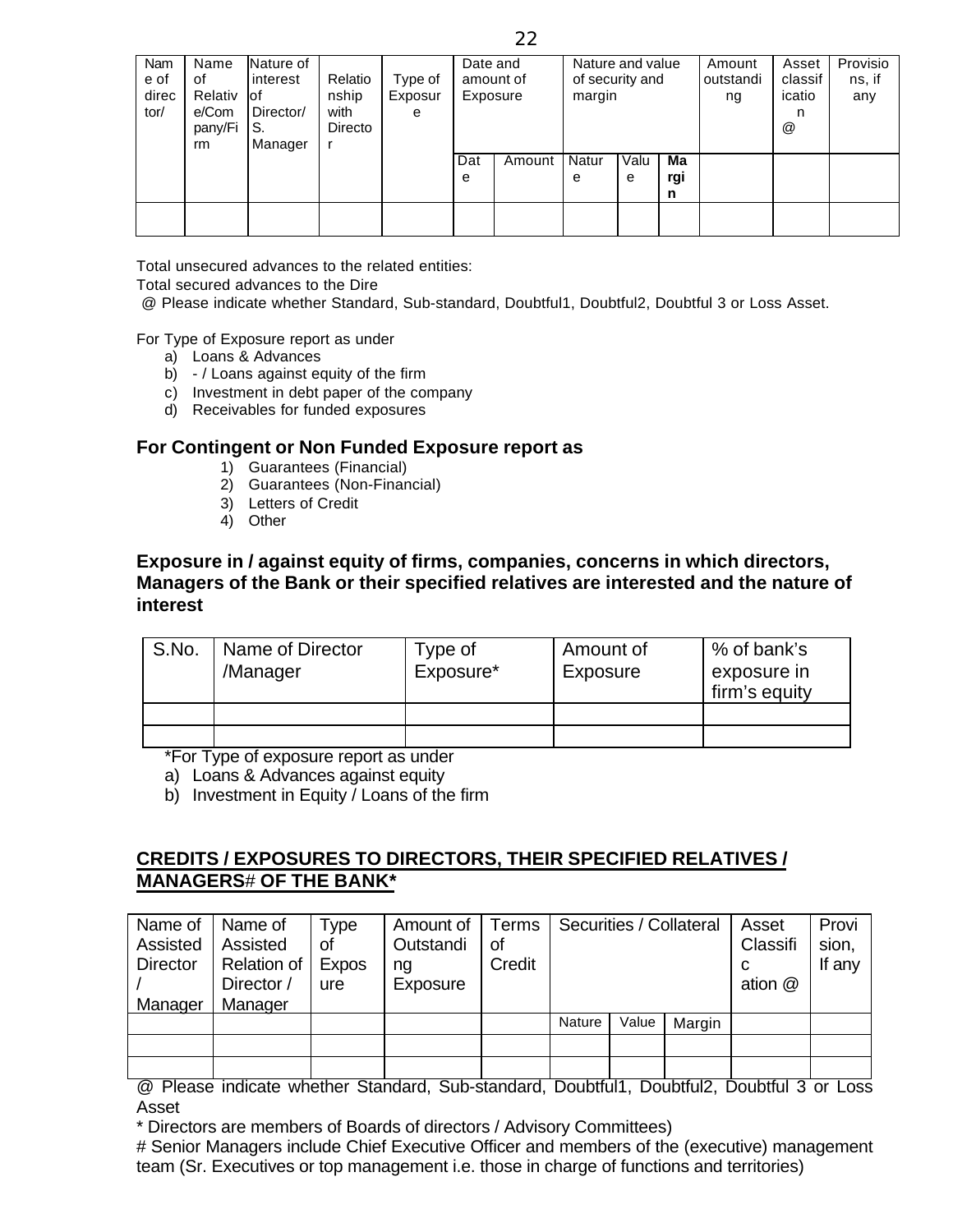| Name of director/ | Name of Relative/Company/Firm | Nature of interest of Director/ S. Manager | Relationship with Director | Type of Exposure | Date and amount of Exposure | | Nature and value of security and margin | | | Amount outstanding | Asset classification @ | Provisions, if any |
|---|---|---|---|---|---|---|---|---|---|---|---|---|
| | | | | | Date | Amount | Nature | Value | **Margin** | | | |
| | | | | | | | | | | | | |

Total unsecured advances to the related entities:

Total secured advances to the Dire

@ Please indicate whether Standard, Sub-standard, Doubtful1, Doubtful2, Doubtful 3 or Loss Asset.

For Type of Exposure report as under

a) Loans & Advances
b) - / Loans against equity of the firm
c) Investment in debt paper of the company
d) Receivables for funded exposures

**For Contingent or Non Funded Exposure report as**

1) Guarantees (Financial)
2) Guarantees (Non-Financial)
3) Letters of Credit
4) Other

**Exposure in / against equity of firms, companies, concerns in which directors, Managers of the Bank or their specified relatives are interested and the nature of interest**

| S.No. | Name of Director /Manager | Type of Exposure* | Amount of Exposure | % of bank's exposure in firm's equity |
|---|---|---|---|---|
| | | | | |
| | | | | |

*For Type of exposure report as under

a) Loans & Advances against equity
b) Investment in Equity / Loans of the firm

## CREDITS / EXPOSURES TO DIRECTORS, THEIR SPECIFIED RELATIVES / MANAGERS# OF THE BANK*

| Name of Assisted Director / Manager | Name of Assisted Relation of Director / Manager | Type of Exposure | Amount of Outstanding Exposure | Terms of Credit | Securities / Collateral | | | Asset Classification @ | Provision, If any |
|---|---|---|---|---|---|---|---|---|---|
| | | | | | Nature | Value | Margin | | |
| | | | | | | | | | |
| | | | | | | | | | |

@ Please indicate whether Standard, Sub-standard, Doubtful1, Doubtful2, Doubtful 3 or Loss Asset

* Directors are members of Boards of directors / Advisory Committees)

# Senior Managers include Chief Executive Officer and members of the (executive) management team (Sr. Executives or top management i.e. those in charge of functions and territories)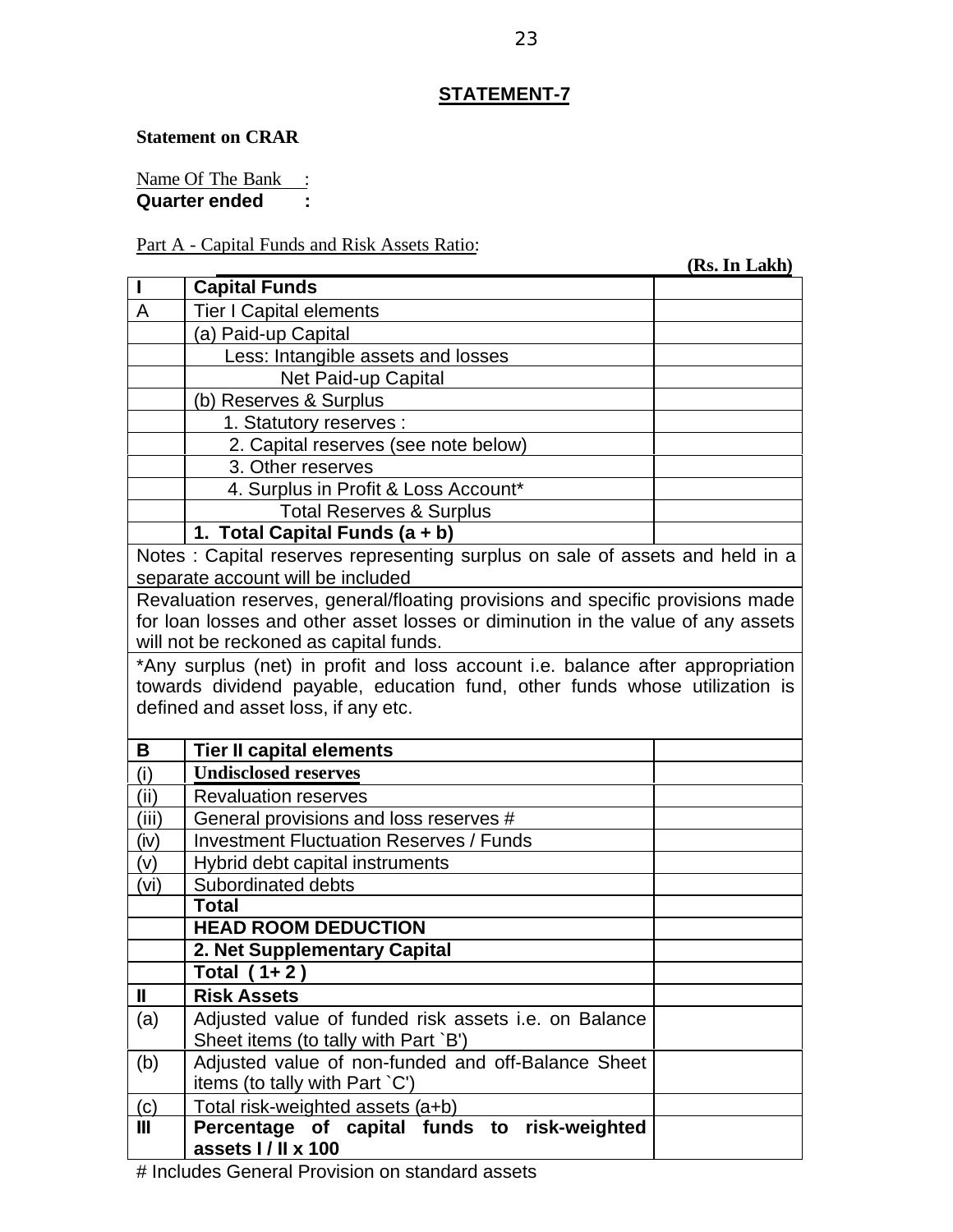## STATEMENT-7

**Statement on CRAR**

Name Of The Bank :
**Quarter ended :**

Part A - Capital Funds and Risk Assets Ratio:

**(Rs. In Lakh)**

| | | |
|---|---|---|
| **I** | **Capital Funds** | |
| A | Tier I Capital elements | |
| | (a) Paid-up Capital | |
| | Less: Intangible assets and losses | |
| | Net Paid-up Capital | |
| | (b) Reserves & Surplus | |
| | 1. Statutory reserves : | |
| | 2. Capital reserves (see note below) | |
| | 3. Other reserves | |
| | 4. Surplus in Profit & Loss Account* | |
| | Total Reserves & Surplus | |
| | **1. Total Capital Funds (a + b)** | |
| Notes : Capital reserves representing surplus on sale of assets and held in a separate account will be included | | |
| Revaluation reserves, general/floating provisions and specific provisions made for loan losses and other asset losses or diminution in the value of any assets will not be reckoned as capital funds. | | |
| *Any surplus (net) in profit and loss account i.e. balance after appropriation towards dividend payable, education fund, other funds whose utilization is defined and asset loss, if any etc. | | |
| **B** | **Tier II capital elements** | |
| (i) | **Undisclosed reserves** | |
| (ii) | Revaluation reserves | |
| (iii) | General provisions and loss reserves # | |
| (iv) | Investment Fluctuation Reserves / Funds | |
| (v) | Hybrid debt capital instruments | |
| (vi) | Subordinated debts | |
| | **Total** | |
| | **HEAD ROOM DEDUCTION** | |
| | **2. Net Supplementary Capital** | |
| | **Total ( 1+ 2 )** | |
| **II** | **Risk Assets** | |
| (a) | Adjusted value of funded risk assets i.e. on Balance Sheet items (to tally with Part `B') | |
| (b) | Adjusted value of non-funded and off-Balance Sheet items (to tally with Part `C') | |
| (c) | Total risk-weighted assets (a+b) | |
| **III** | **Percentage of capital funds to risk-weighted assets I / II x 100** | |

# Includes General Provision on standard assets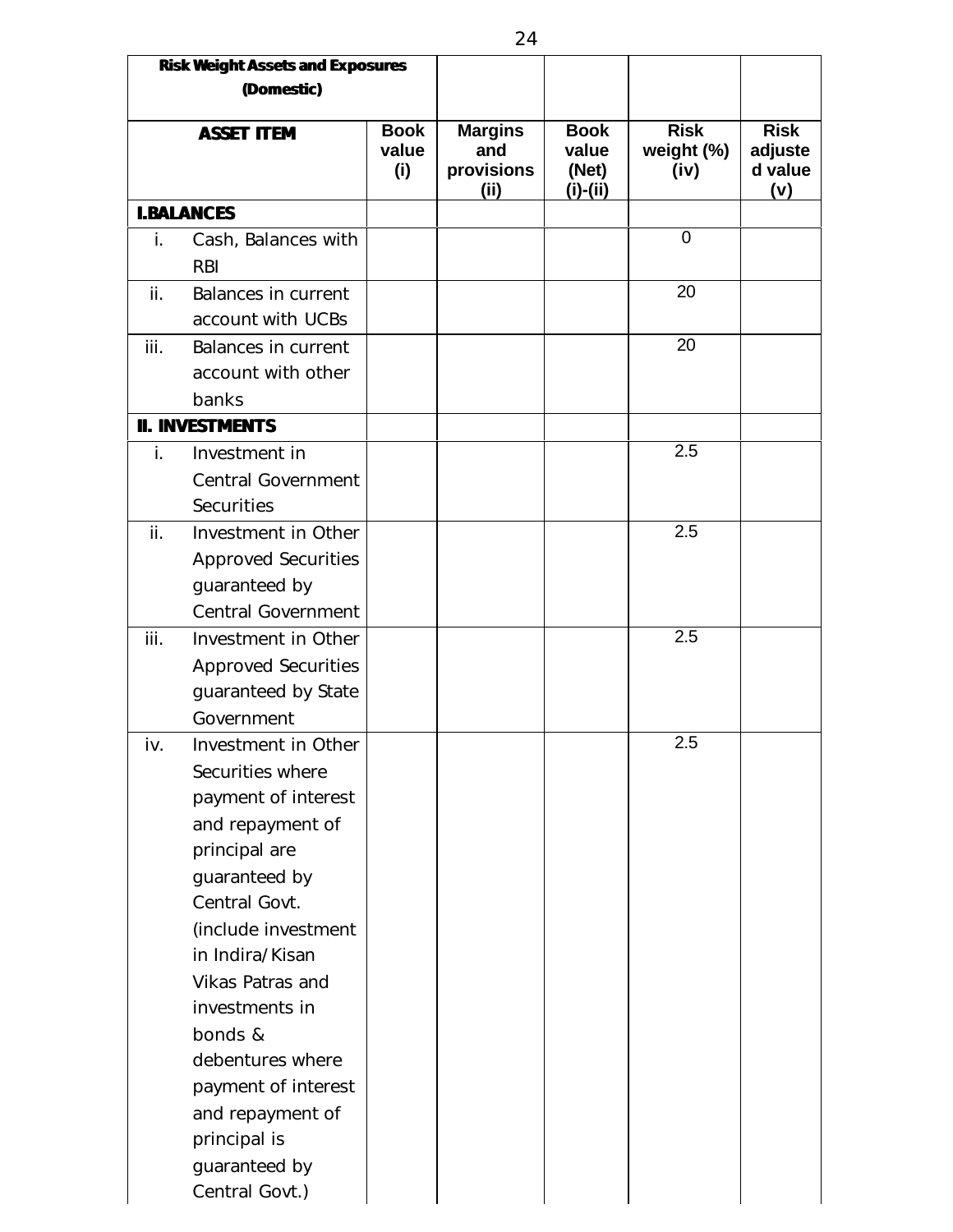| Risk Weight Assets and Exposures (Domestic) | | | | | | |
|---|---|---|---|---|---|---|
| **ASSET ITEM** | | **Book value (i)** | **Margins and provisions (ii)** | **Book value (Net) (i)-(ii)** | **Risk weight (%) (iv)** | **Risk adjusted value (v)** |
| **I.BALANCES** | | | | | | |
| i. | Cash, Balances with RBI | | | | 0 | |
| ii. | Balances in current account with UCBs | | | | 20 | |
| iii. | Balances in current account with other banks | | | | 20 | |
| **II. INVESTMENTS** | | | | | | |
| i. | Investment in Central Government Securities | | | | 2.5 | |
| ii. | Investment in Other Approved Securities guaranteed by Central Government | | | | 2.5 | |
| iii. | Investment in Other Approved Securities guaranteed by State Government | | | | 2.5 | |
| iv. | Investment in Other Securities where payment of interest and repayment of principal are guaranteed by Central Govt. (include investment in Indira/Kisan Vikas Patras and investments in bonds & debentures where payment of interest and repayment of principal is guaranteed by Central Govt.) | | | | 2.5 | |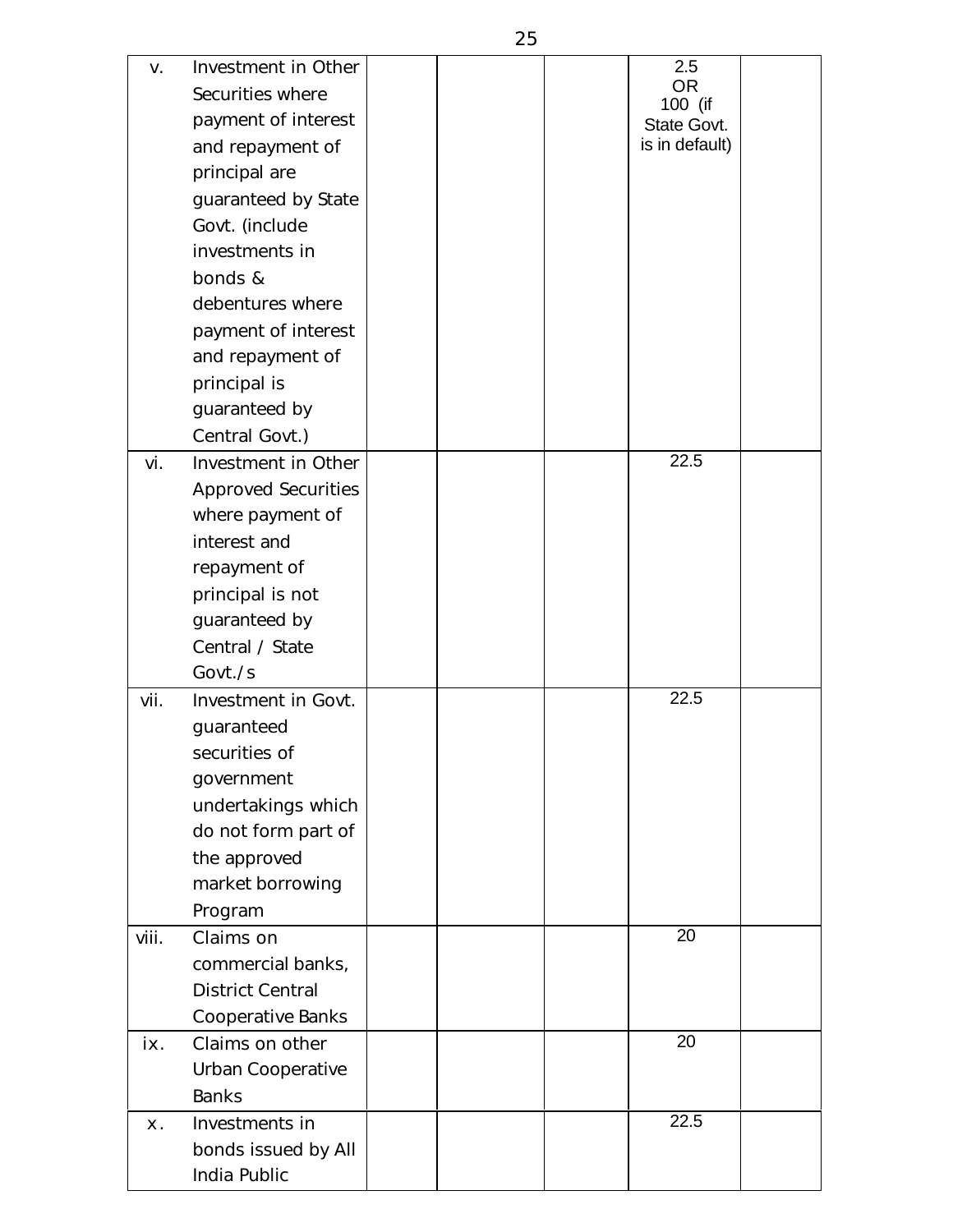| | | | | | | |
|---|---|---|---|---|---|---|
| v. | Investment in Other Securities where payment of interest and repayment of principal are guaranteed by State Govt. (include investments in bonds & debentures where payment of interest and repayment of principal is guaranteed by Central Govt.) | | | | 2.5 OR 100 (if State Govt. is in default) | |
| vi. | Investment in Other Approved Securities where payment of interest and repayment of principal is not guaranteed by Central / State Govt./s | | | | 22.5 | |
| vii. | Investment in Govt. guaranteed securities of government undertakings which do not form part of the approved market borrowing Program | | | | 22.5 | |
| viii. | Claims on commercial banks, District Central Cooperative Banks | | | | 20 | |
| ix. | Claims on other Urban Cooperative Banks | | | | 20 | |
| x. | Investments in bonds issued by All India Public | | | | 22.5 | |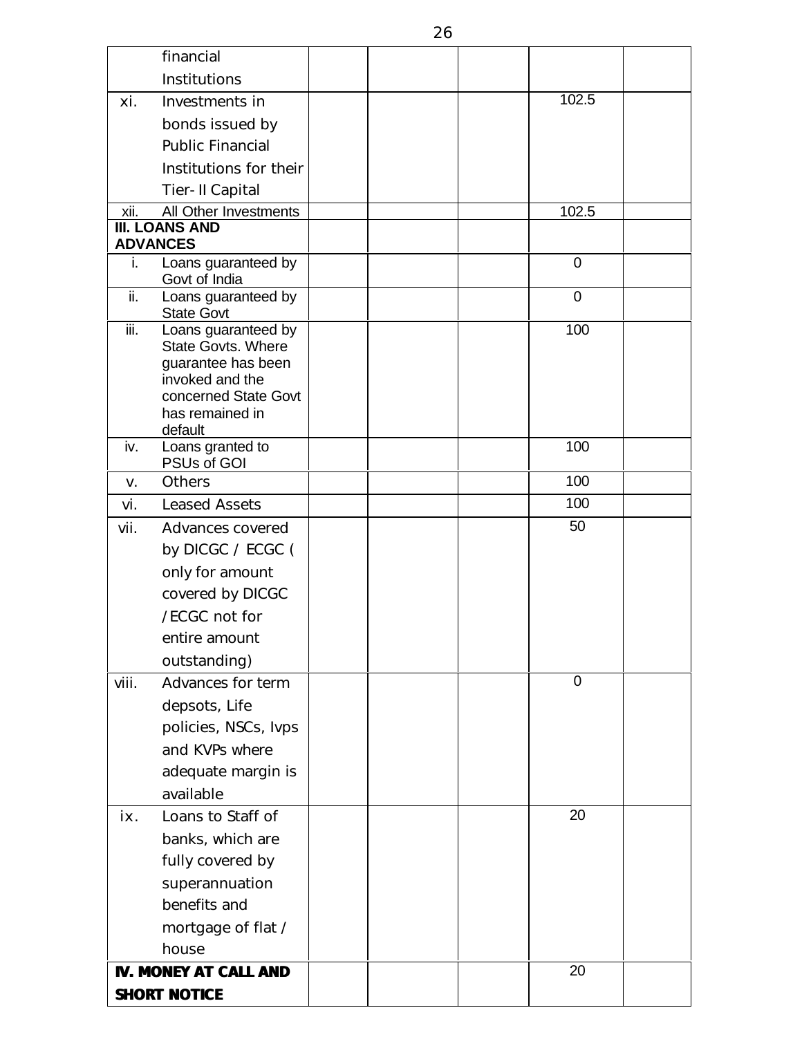| | | | | | |
|---|---|---|---|---|---|
| | financial Institutions | | | | |
| xi. | Investments in bonds issued by Public Financial Institutions for their Tier- II Capital | | | 102.5 | |
| xii. | All Other Investments | | | 102.5 | |
| **III. LOANS AND ADVANCES** | | | | | |
| i. | Loans guaranteed by Govt of India | | | 0 | |
| ii. | Loans guaranteed by State Govt | | | 0 | |
| iii. | Loans guaranteed by State Govts. Where guarantee has been invoked and the concerned State Govt has remained in default | | | 100 | |
| iv. | Loans granted to PSUs of GOI | | | 100 | |
| v. | Others | | | 100 | |
| vi. | Leased Assets | | | 100 | |
| vii. | Advances covered by DICGC / ECGC ( only for amount covered by DICGC /ECGC not for entire amount outstanding) | | | 50 | |
| viii. | Advances for term depsots, Life policies, NSCs, Ivps and KVPs where adequate margin is available | | | 0 | |
| ix. | Loans to Staff of banks, which are fully covered by superannuation benefits and mortgage of flat / house | | | 20 | |
| **IV. MONEY AT CALL AND SHORT NOTICE** | | | | 20 | |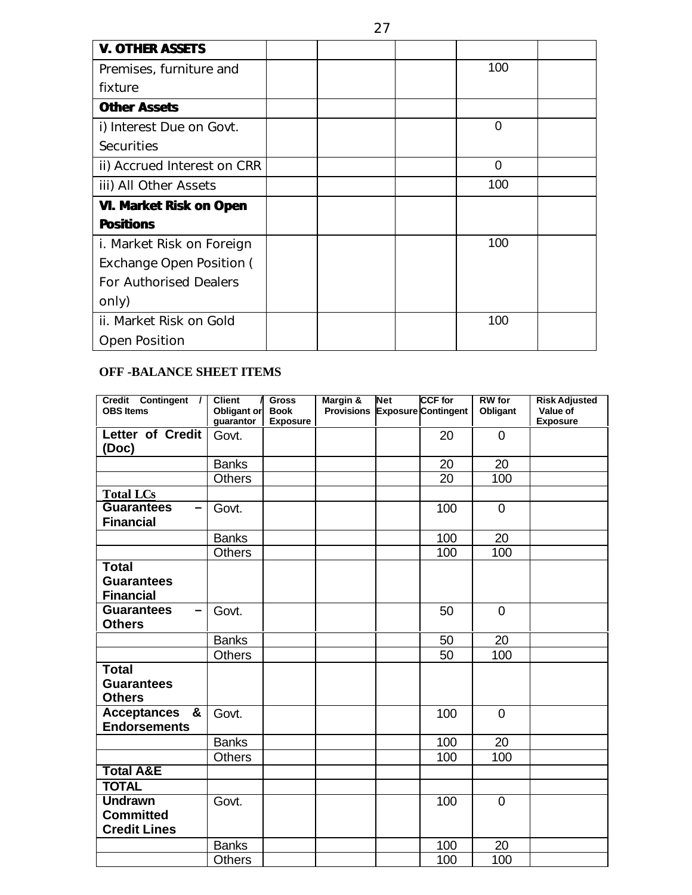| V. OTHER ASSETS | | | | | |
|---|---|---|---|---|---|
| Premises, furniture and fixture | | | | 100 | |
| **Other Assets** | | | | | |
| i) Interest Due on Govt. Securities | | | | 0 | |
| ii) Accrued Interest on CRR | | | | 0 | |
| iii) All Other Assets | | | | 100 | |
| **VI. Market Risk on Open Positions** | | | | | |
| i. Market Risk on Foreign Exchange Open Position ( For Authorised Dealers only) | | | | 100 | |
| ii. Market Risk on Gold Open Position | | | | 100 | |

**OFF -BALANCE SHEET ITEMS**

| Credit Contingent / OBS Items | Client / Obligant or guarantor | Gross Book Exposure | Margin & Provisions | Net Exposure | CCF for Contingent | RW for Obligant | Risk Adjusted Value of Exposure |
|---|---|---|---|---|---|---|---|
| **Letter of Credit (Doc)** | Govt. | | | | 20 | 0 | |
| | Banks | | | | 20 | 20 | |
| | Others | | | | 20 | 100 | |
| **Total LCs** | | | | | | | |
| **Guarantees – Financial** | Govt. | | | | 100 | 0 | |
| | Banks | | | | 100 | 20 | |
| | Others | | | | 100 | 100 | |
| **Total Guarantees Financial** | | | | | | | |
| **Guarantees – Others** | Govt. | | | | 50 | 0 | |
| | Banks | | | | 50 | 20 | |
| | Others | | | | 50 | 100 | |
| **Total Guarantees Others** | | | | | | | |
| **Acceptances & Endorsements** | Govt. | | | | 100 | 0 | |
| | Banks | | | | 100 | 20 | |
| | Others | | | | 100 | 100 | |
| **Total A&E** | | | | | | | |
| **TOTAL** | | | | | | | |
| **Undrawn Committed Credit Lines** | Govt. | | | | 100 | 0 | |
| | Banks | | | | 100 | 20 | |
| | Others | | | | 100 | 100 | |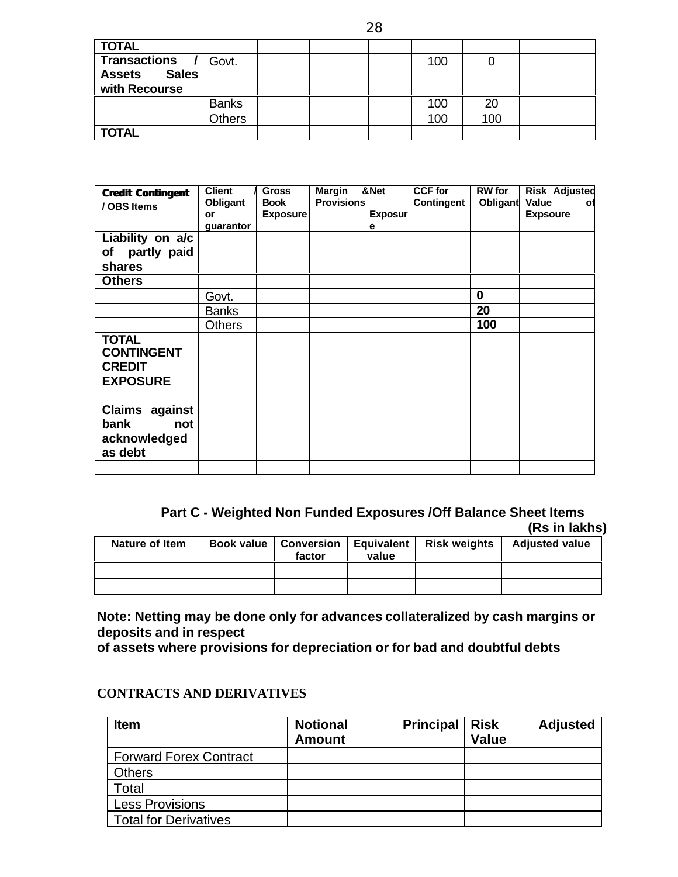| TOTAL | | | | | | | |
|---|---|---|---|---|---|---|---|
| **Transactions / Assets Sales with Recourse** | Govt. | | | | 100 | 0 | |
| | Banks | | | | 100 | 20 | |
| | Others | | | | 100 | 100 | |
| **TOTAL** | | | | | | | |

| Credit Contingent / OBS Items | Client / Obligant or guarantor | Gross Book Exposure | Margin & Provisions | Net Exposure | CCF for Contingent | RW for Obligant | Risk Adjusted Value of Expsoure |
|---|---|---|---|---|---|---|---|
| **Liability on a/c of partly paid shares** | | | | | | | |
| **Others** | | | | | | | |
| | Govt. | | | | | **0** | |
| | Banks | | | | | **20** | |
| | Others | | | | | **100** | |
| **TOTAL CONTINGENT CREDIT EXPOSURE** | | | | | | | |
| | | | | | | | |
| **Claims against bank not acknowledged as debt** | | | | | | | |
| | | | | | | | |

**Part C - Weighted Non Funded Exposures /Off Balance Sheet Items**

**(Rs in lakhs)**

| Nature of Item | Book value | Conversion factor | Equivalent value | Risk weights | Adjusted value |
|---|---|---|---|---|---|
| | | | | | |
| | | | | | |

**Note: Netting may be done only for advances collateralized by cash margins or deposits and in respect of assets where provisions for depreciation or for bad and doubtful debts**

**CONTRACTS AND DERIVATIVES**

| Item | Notional Principal Amount | Risk Adjusted Value |
|---|---|---|
| Forward Forex Contract | | |
| Others | | |
| Total | | |
| Less Provisions | | |
| Total for Derivatives | | |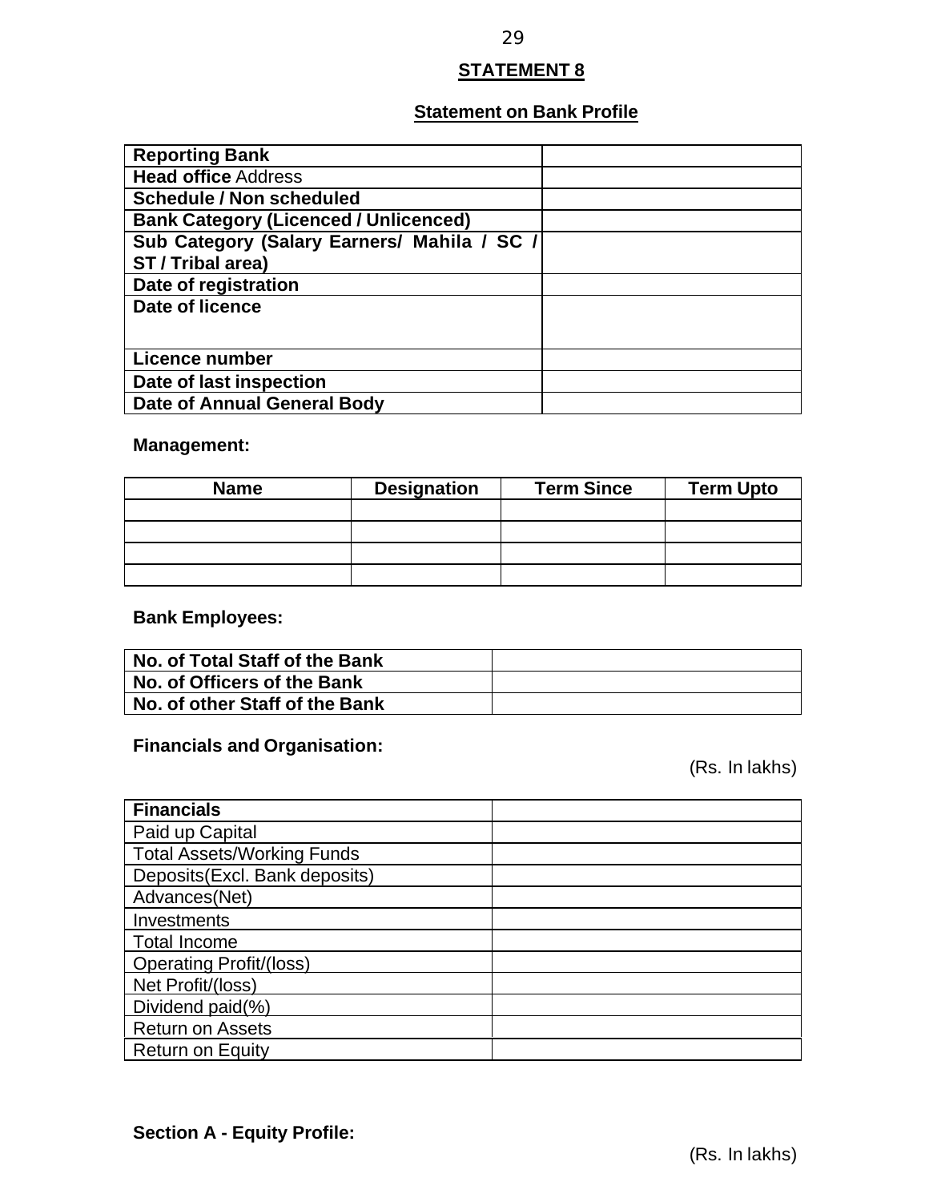## STATEMENT 8

### Statement on Bank Profile

| **Reporting Bank** | |
|---|---|
| **Head office** Address | |
| **Schedule / Non scheduled** | |
| **Bank Category (Licenced / Unlicenced)** | |
| **Sub Category (Salary Earners/ Mahila / SC / ST / Tribal area)** | |
| **Date of registration** | |
| **Date of licence** | |
| **Licence number** | |
| **Date of last inspection** | |
| **Date of Annual General Body** | |

**Management:**

| Name | Designation | Term Since | Term Upto |
|---|---|---|---|
| | | | |
| | | | |
| | | | |
| | | | |

**Bank Employees:**

| **No. of Total Staff of the Bank** | |
|---|---|
| **No. of Officers of the Bank** | |
| **No. of other Staff of the Bank** | |

**Financials and Organisation:**

(Rs. In lakhs)

| **Financials** | |
|---|---|
| Paid up Capital | |
| Total Assets/Working Funds | |
| Deposits(Excl. Bank deposits) | |
| Advances(Net) | |
| Investments | |
| Total Income | |
| Operating Profit/(loss) | |
| Net Profit/(loss) | |
| Dividend paid(%) | |
| Return on Assets | |
| Return on Equity | |

**Section A - Equity Profile:**

(Rs. In lakhs)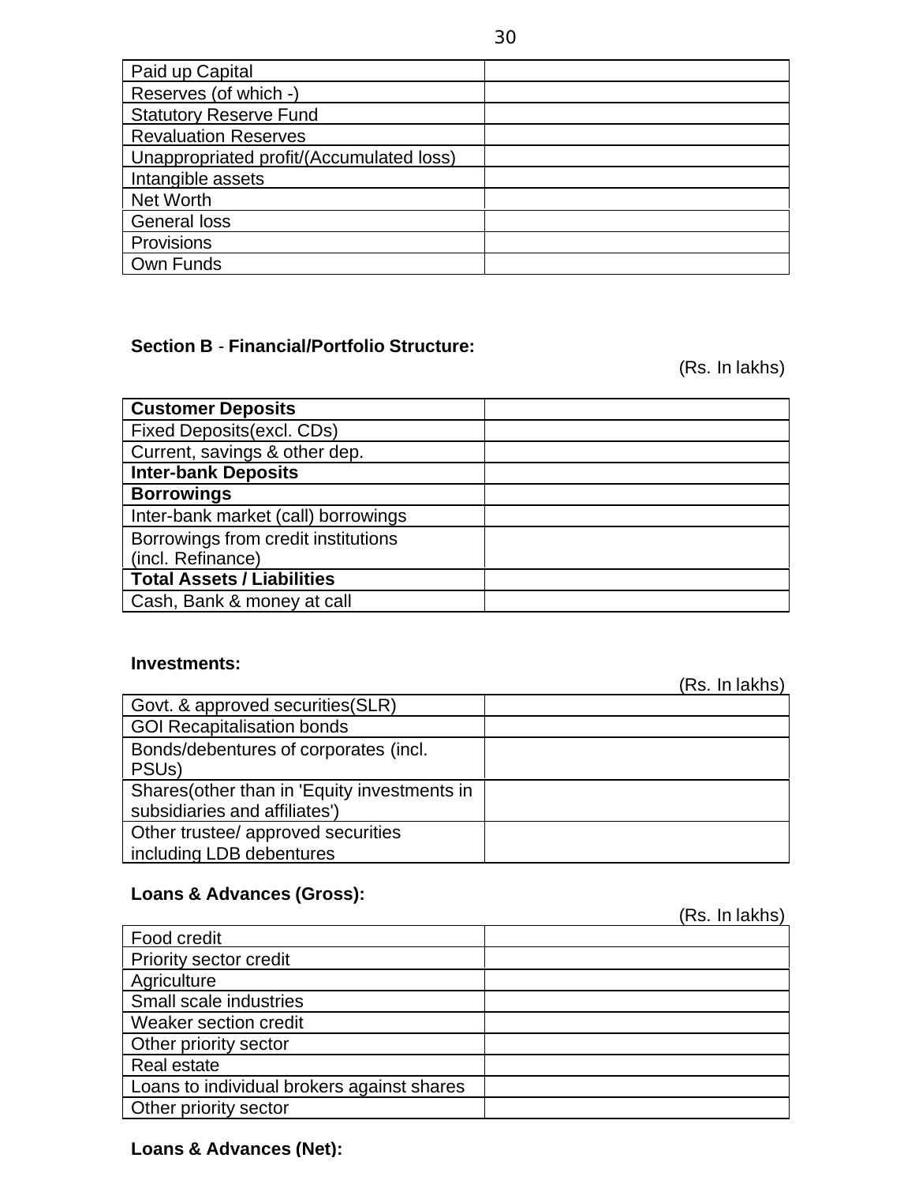| | |
|---|---|
| Paid up Capital | |
| Reserves (of which -) | |
| Statutory Reserve Fund | |
| Revaluation Reserves | |
| Unappropriated profit/(Accumulated loss) | |
| Intangible assets | |
| Net Worth | |
| General loss | |
| Provisions | |
| Own Funds | |

**Section B** - **Financial/Portfolio Structure:**

(Rs. In lakhs)

| | |
|---|---|
| **Customer Deposits** | |
| Fixed Deposits(excl. CDs) | |
| Current, savings & other dep. | |
| **Inter-bank Deposits** | |
| **Borrowings** | |
| Inter-bank market (call) borrowings | |
| Borrowings from credit institutions (incl. Refinance) | |
| **Total Assets / Liabilities** | |
| Cash, Bank & money at call | |

**Investments:**

(Rs. In lakhs)

| | |
|---|---|
| Govt. & approved securities(SLR) | |
| GOI Recapitalisation bonds | |
| Bonds/debentures of corporates (incl. PSUs) | |
| Shares(other than in 'Equity investments in subsidiaries and affiliates') | |
| Other trustee/ approved securities including LDB debentures | |

**Loans & Advances (Gross):**

(Rs. In lakhs)

| | |
|---|---|
| Food credit | |
| Priority sector credit | |
| Agriculture | |
| Small scale industries | |
| Weaker section credit | |
| Other priority sector | |
| Real estate | |
| Loans to individual brokers against shares | |
| Other priority sector | |

**Loans & Advances (Net):**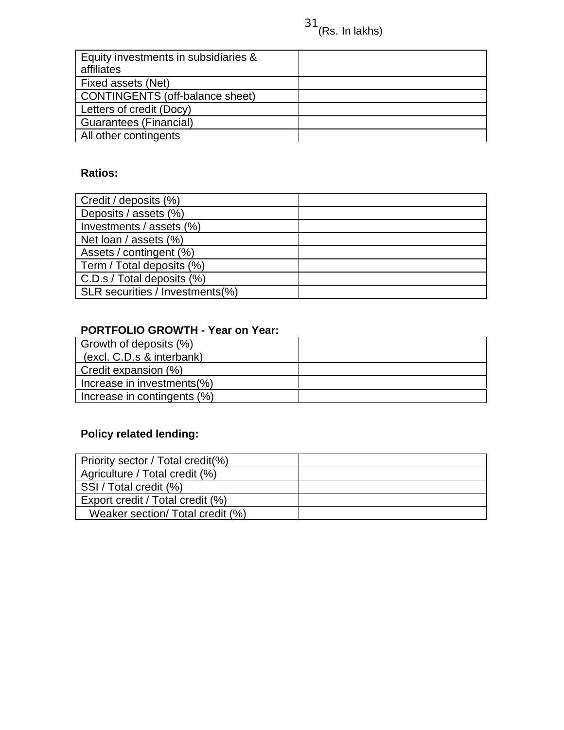(Rs. In lakhs)

| | |
|---|---|
| Equity investments in subsidiaries & affiliates | |
| Fixed assets (Net) | |
| CONTINGENTS (off-balance sheet) | |
| Letters of credit (Docy) | |
| Guarantees (Financial) | |
| All other contingents | |

**Ratios:**

| | |
|---|---|
| Credit / deposits (%) | |
| Deposits / assets (%) | |
| Investments / assets (%) | |
| Net loan / assets (%) | |
| Assets / contingent (%) | |
| Term / Total deposits (%) | |
| C.D.s / Total deposits (%) | |
| SLR securities / Investments(%) | |

**PORTFOLIO GROWTH - Year on Year:**

| | |
|---|---|
| Growth of deposits (%) (excl. C.D.s & interbank) | |
| Credit expansion (%) | |
| Increase in investments(%) | |
| Increase in contingents (%) | |

**Policy related lending:**

| | |
|---|---|
| Priority sector / Total credit(%) | |
| Agriculture / Total credit (%) | |
| SSI / Total credit (%) | |
| Export credit / Total credit (%) | |
| Weaker section/ Total credit (%) | |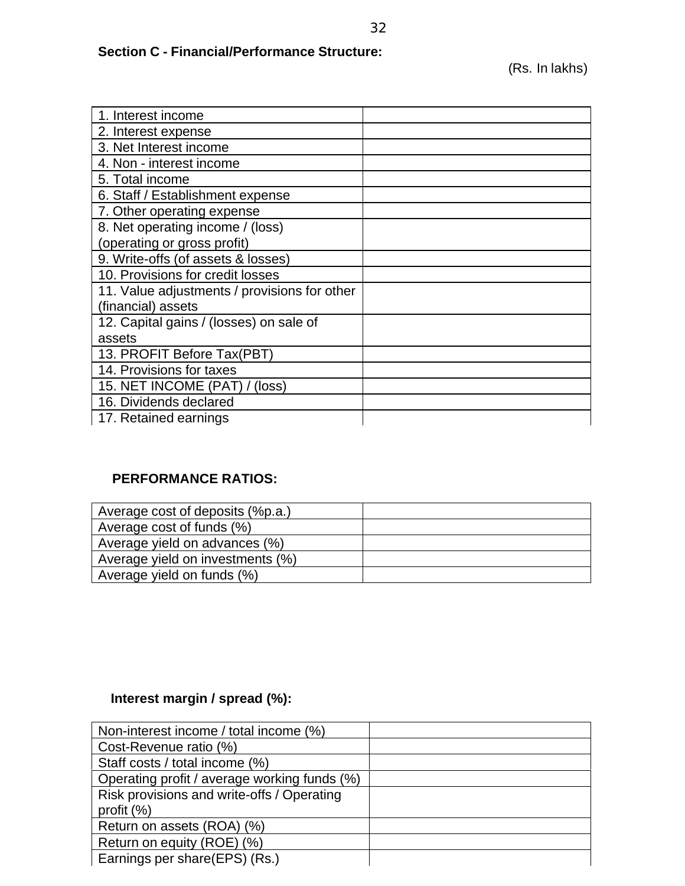## Section C - Financial/Performance Structure:

(Rs. In lakhs)

| | |
|---|---|
| 1. Interest income | |
| 2. Interest expense | |
| 3. Net Interest income | |
| 4. Non - interest income | |
| 5. Total income | |
| 6. Staff / Establishment expense | |
| 7. Other operating expense | |
| 8. Net operating income / (loss) (operating or gross profit) | |
| 9. Write-offs (of assets & losses) | |
| 10. Provisions for credit losses | |
| 11. Value adjustments / provisions for other (financial) assets | |
| 12. Capital gains / (losses) on sale of assets | |
| 13. PROFIT Before Tax(PBT) | |
| 14. Provisions for taxes | |
| 15. NET INCOME (PAT) / (loss) | |
| 16. Dividends declared | |
| 17. Retained earnings | |

### PERFORMANCE RATIOS:

| | |
|---|---|
| Average cost of deposits (%p.a.) | |
| Average cost of funds (%) | |
| Average yield on advances (%) | |
| Average yield on investments (%) | |
| Average yield on funds (%) | |

### Interest margin / spread (%):

| | |
|---|---|
| Non-interest income / total income (%) | |
| Cost-Revenue ratio (%) | |
| Staff costs / total income (%) | |
| Operating profit / average working funds (%) | |
| Risk provisions and write-offs / Operating profit (%) | |
| Return on assets (ROA) (%) | |
| Return on equity (ROE) (%) | |
| Earnings per share(EPS) (Rs.) | |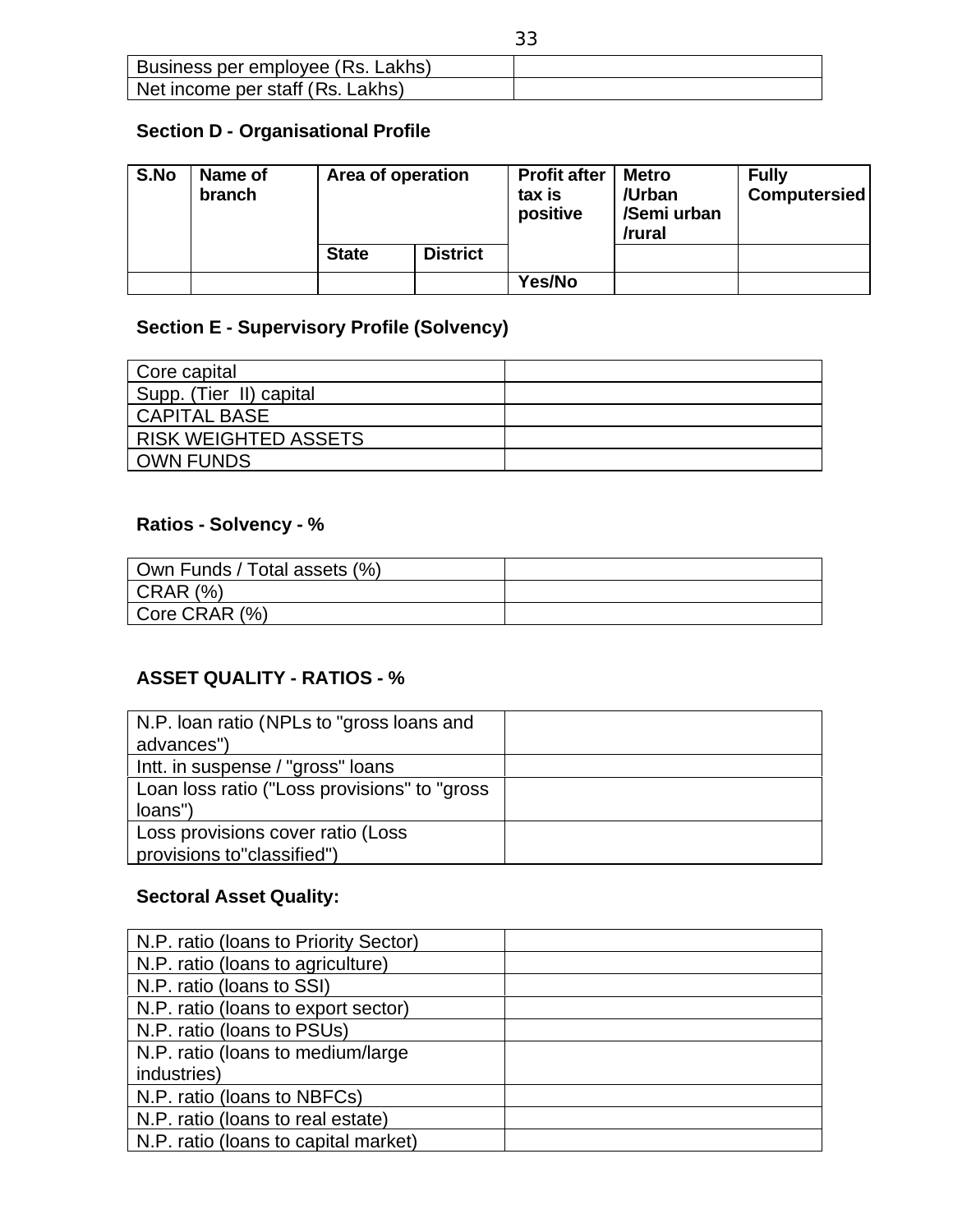| Business per employee (Rs. Lakhs) | |
|---|---|
| Net income per staff (Rs. Lakhs) | |

**Section D - Organisational Profile**

| S.No | Name of branch | Area of operation | | Profit after tax is positive | Metro /Urban /Semi urban /rural | Fully Computersied |
|---|---|---|---|---|---|---|
| | | State | District | | | |
| | | | | Yes/No | | |

**Section E - Supervisory Profile (Solvency)**

| Core capital | |
|---|---|
| Supp. (Tier II) capital | |
| CAPITAL BASE | |
| RISK WEIGHTED ASSETS | |
| OWN FUNDS | |

**Ratios - Solvency - %**

| Own Funds / Total assets (%) | |
|---|---|
| CRAR (%) | |
| Core CRAR (%) | |

**ASSET QUALITY - RATIOS - %**

| N.P. loan ratio (NPLs to "gross loans and advances") | |
|---|---|
| Intt. in suspense / "gross" loans | |
| Loan loss ratio ("Loss provisions" to "gross loans") | |
| Loss provisions cover ratio (Loss provisions to"classified") | |

**Sectoral Asset Quality:**

| N.P. ratio (loans to Priority Sector) | |
|---|---|
| N.P. ratio (loans to agriculture) | |
| N.P. ratio (loans to SSI) | |
| N.P. ratio (loans to export sector) | |
| N.P. ratio (loans to PSUs) | |
| N.P. ratio (loans to medium/large industries) | |
| N.P. ratio (loans to NBFCs) | |
| N.P. ratio (loans to real estate) | |
| N.P. ratio (loans to capital market) | |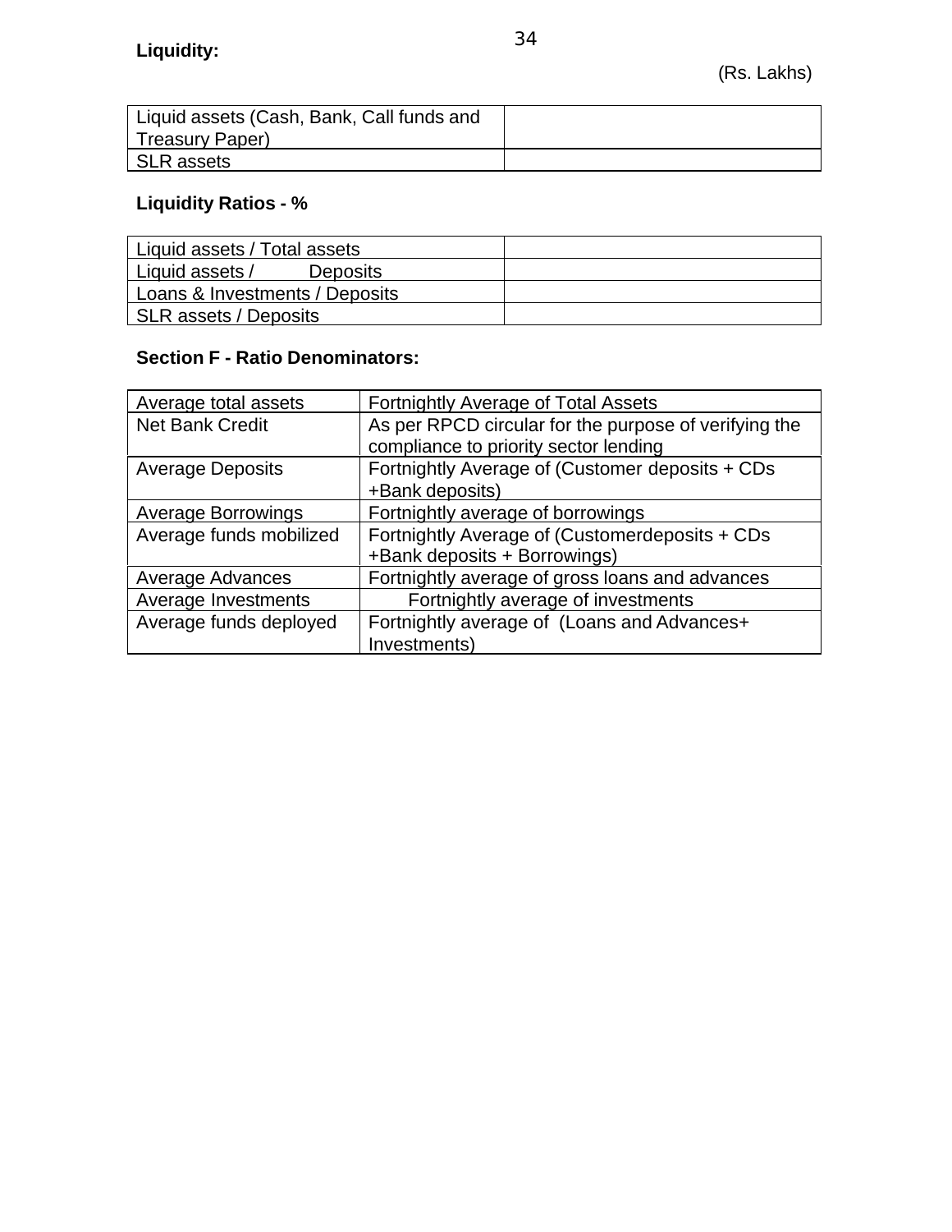**Liquidity:**

(Rs. Lakhs)

| | |
|---|---|
| Liquid assets (Cash, Bank, Call funds and Treasury Paper) | |
| SLR assets | |

**Liquidity Ratios - %**

| | |
|---|---|
| Liquid assets / Total assets | |
| Liquid assets / Deposits | |
| Loans & Investments / Deposits | |
| SLR assets / Deposits | |

**Section F - Ratio Denominators:**

| | |
|---|---|
| Average total assets | Fortnightly Average of Total Assets |
| Net Bank Credit | As per RPCD circular for the purpose of verifying the compliance to priority sector lending |
| Average Deposits | Fortnightly Average of (Customer deposits + CDs +Bank deposits) |
| Average Borrowings | Fortnightly average of borrowings |
| Average funds mobilized | Fortnightly Average of (Customerdeposits + CDs +Bank deposits + Borrowings) |
| Average Advances | Fortnightly average of gross loans and advances |
| Average Investments | Fortnightly average of investments |
| Average funds deployed | Fortnightly average of (Loans and Advances+ Investments) |